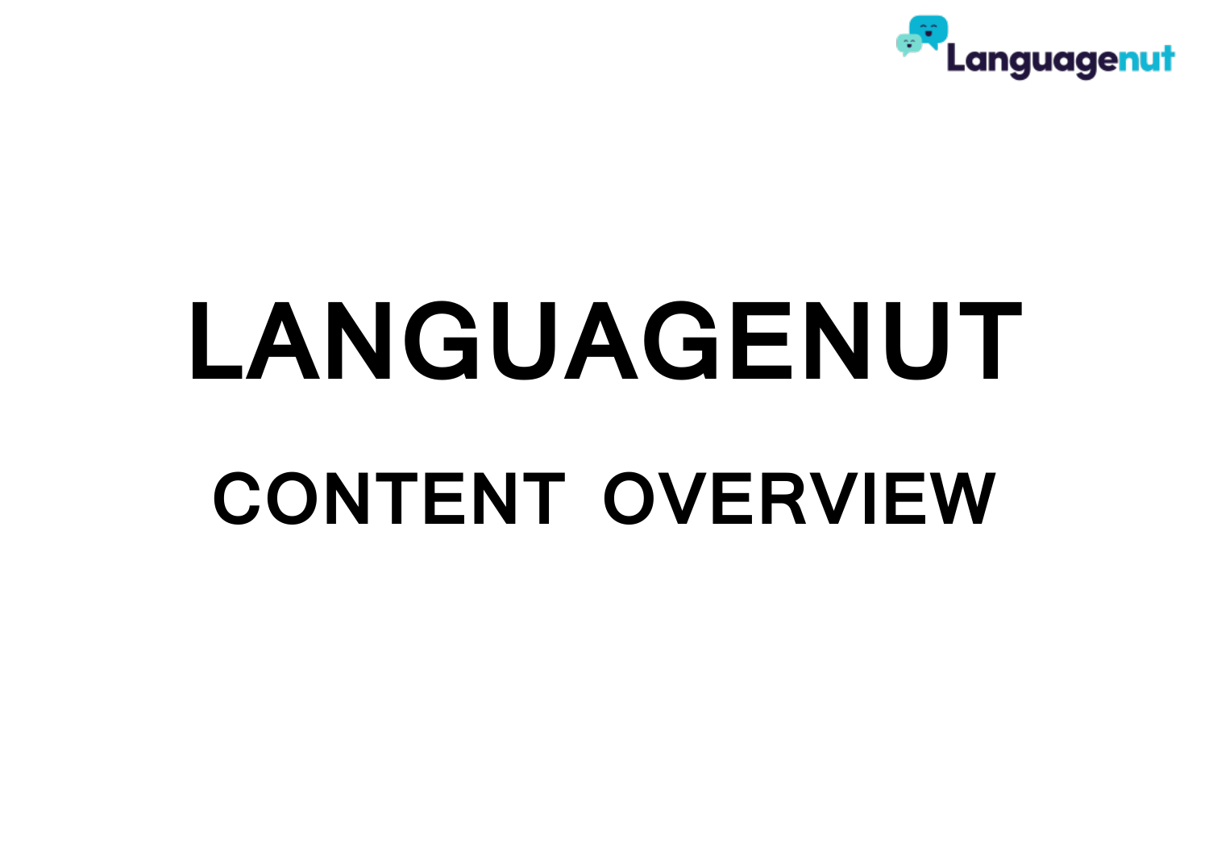# LANGUAGENUT

## CONTENT OVERVIEW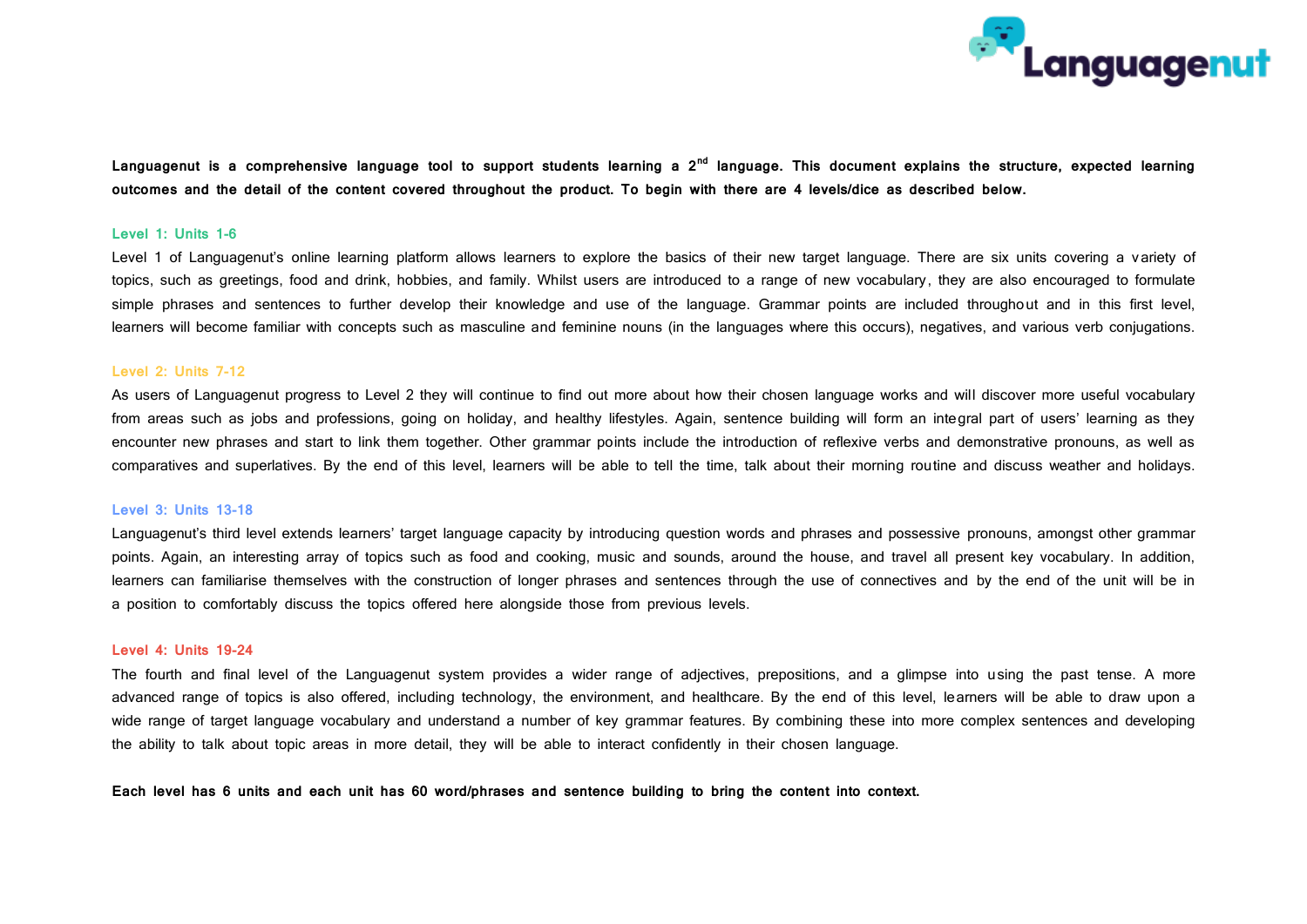**Languagenut is a comprehensive language tool to support students learning a 2nd language. This document explains the structure, expected learning outcomes and the detail of the content covered throughout the product. To begin with there are 4 levels/dice as described below.**

### Level 1: Units 1-6

Level 1 of Languagenut's online learning platform allows learners to explore the basics of their new target language. There are six units covering a variety of topics, such as greetings, food and drink, hobbies, and family. Whilst users are introduced to a range of new vocabulary, they are also encouraged to formulate simple phrases and sentences to further develop their knowledge and use of the language. Grammar points are included throughout and in this first level, learners will become familiar with concepts such as masculine and feminine nouns (in the languages where this occurs), negatives, and various verb conjugations.

### Level 2: Units 7-12

As users of Languagenut progress to Level 2 they will continue to find out more about how their chosen language works and will discover more useful vocabulary from areas such as jobs and professions, going on holiday, and healthy lifestyles. Again, sentence building will form an integral part of users' learning as they encounter new phrases and start to link them together. Other grammar points include the introduction of reflexive verbs and demonstrative pronouns, as well as comparatives and superlatives. By the end of this level, learners will be able to tell the time, talk about their morning routine and discuss weather and holidays.

### Level 3: Units 13-18

Languagenut's third level extends learners' target language capacity by introducing question words and phrases and possessive pronouns, amongst other grammar points. Again, an interesting array of topics such as food and cooking, music and sounds, around the house, and travel all present key vocabulary. In addition, learners can familiarise themselves with the construction of longer phrases and sentences through the use of connectives and by the end of the unit will be in a position to comfortably discuss the topics offered here alongside those from previous levels.

### Level 4: Units 19-24

The fourth and final level of the Languagenut system provides a wider range of adjectives, prepositions, and a glimpse into using the past tense. A more advanced range of topics is also offered, including technology, the environment, and healthcare. By the end of this level, learners will be able to draw upon a wide range of target language vocabulary and understand a number of key grammar features. By combining these into more complex sentences and developing the ability to talk about topic areas in more detail, they will be able to interact confidently in their chosen language.

**Each level has 6 units and each unit has 60 word/phrases and sentence building to bring the content into context.**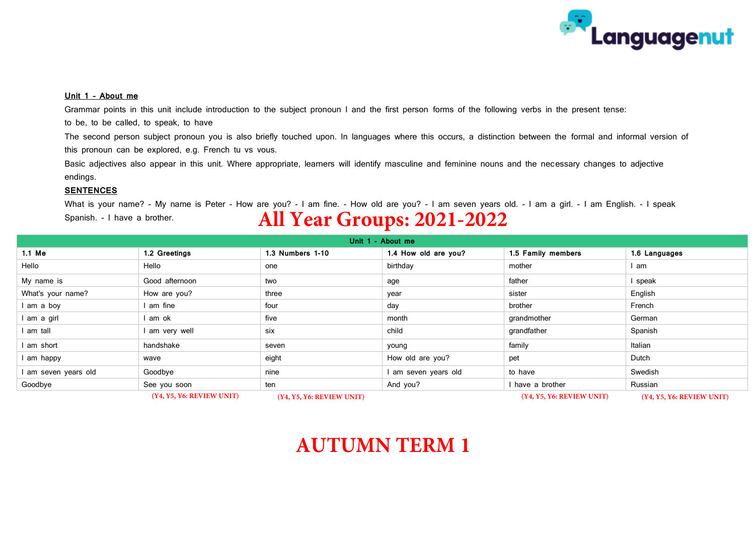**Unit 1 - About me**

Grammar points in this unit include introduction to the subject pronoun I and the first person forms of the following verbs in the present tense:
to be, to be called, to speak, to have

The second person subject pronoun you is also briefly touched upon. In languages where this occurs, a distinction between the formal and informal version of this pronoun can be explored, e.g. French tu vs vous.

Basic adjectives also appear in this unit. Where appropriate, learners will identify masculine and feminine nouns and the necessary changes to adjective endings.

**SENTENCES**

What is your name? - My name is Peter - How are you? - I am fine. - How old are you? - I am seven years old. - I am a girl. - I am English. - I speak Spanish. - I have a brother.

# All Year Groups: 2021-2022

| Unit 1 - About me | | | | | |
|---|---|---|---|---|---|
| **1.1 Me** | **1.2 Greetings** | **1.3 Numbers 1-10** | **1.4 How old are you?** | **1.5 Family members** | **1.6 Languages** |
| Hello | Hello | one | birthday | mother | I am |
| My name is | Good afternoon | two | age | father | I speak |
| What's your name? | How are you? | three | year | sister | English |
| I am a boy | I am fine | four | day | brother | French |
| I am a girl | I am ok | five | month | grandmother | German |
| I am tall | I am very well | six | child | grandfather | Spanish |
| I am short | handshake | seven | young | family | Italian |
| I am happy | wave | eight | How old are you? | pet | Dutch |
| I am seven years old | Goodbye | nine | I am seven years old | to have | Swedish |
| Goodbye | See you soon | ten | And you? | I have a brother | Russian |
| | (Y4, Y5, Y6: REVIEW UNIT) | (Y4, Y5, Y6: REVIEW UNIT) | | (Y4, Y5, Y6: REVIEW UNIT) | (Y4, Y5, Y6: REVIEW UNIT) |

# AUTUMN TERM 1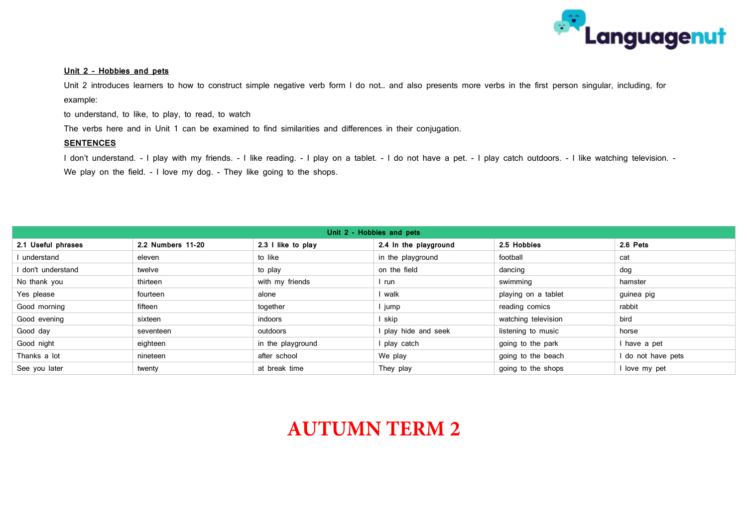**Unit 2 - Hobbies and pets**

Unit 2 introduces learners to how to construct simple negative verb form I do not… and also presents more verbs in the first person singular, including, for example:

to understand, to like, to play, to read, to watch

The verbs here and in Unit 1 can be examined to find similarities and differences in their conjugation.

**SENTENCES**

I don't understand. - I play with my friends. - I like reading. - I play on a tablet. - I do not have a pet. - I play catch outdoors. - I like watching television. - We play on the field. - I love my dog. - They like going to the shops.

| Unit 2 - Hobbies and pets | | | | | |
|---|---|---|---|---|---|
| **2.1 Useful phrases** | **2.2 Numbers 11-20** | **2.3 I like to play** | **2.4 In the playground** | **2.5 Hobbies** | **2.6 Pets** |
| I understand | eleven | to like | in the playground | football | cat |
| I don't understand | twelve | to play | on the field | dancing | dog |
| No thank you | thirteen | with my friends | I run | swimming | hamster |
| Yes please | fourteen | alone | I walk | playing on a tablet | guinea pig |
| Good morning | fifteen | together | I jump | reading comics | rabbit |
| Good evening | sixteen | indoors | I skip | watching television | bird |
| Good day | seventeen | outdoors | I play hide and seek | listening to music | horse |
| Good night | eighteen | in the playground | I play catch | going to the park | I have a pet |
| Thanks a lot | nineteen | after school | We play | going to the beach | I do not have pets |
| See you later | twenty | at break time | They play | going to the shops | I love my pet |

# AUTUMN TERM 2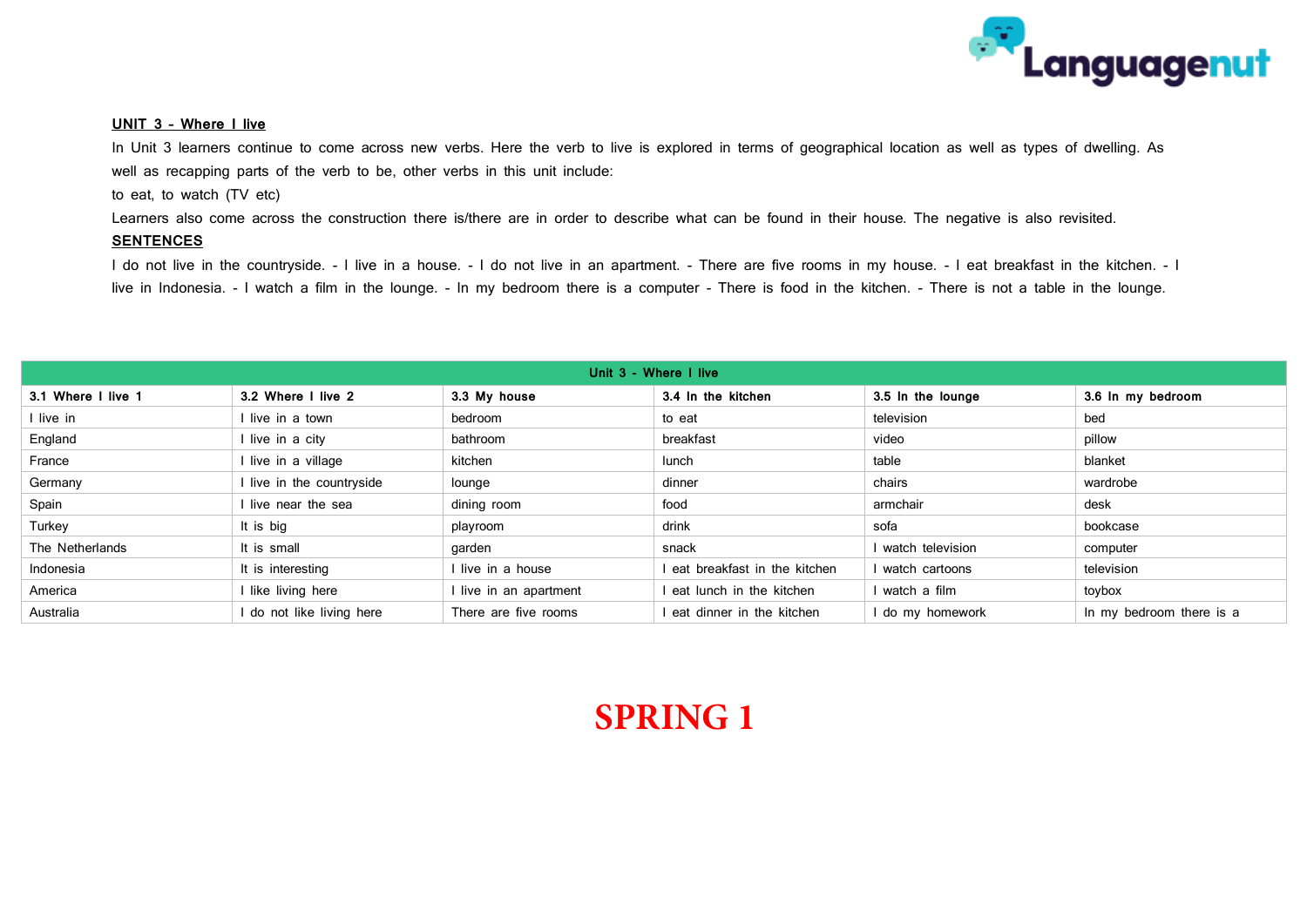**UNIT 3 - Where I live**

In Unit 3 learners continue to come across new verbs. Here the verb to live is explored in terms of geographical location as well as types of dwelling. As well as recapping parts of the verb to be, other verbs in this unit include:

to eat, to watch (TV etc)

Learners also come across the construction there is/there are in order to describe what can be found in their house. The negative is also revisited.

**SENTENCES**

I do not live in the countryside. - I live in a house. - I do not live in an apartment. - There are five rooms in my house. - I eat breakfast in the kitchen. - I live in Indonesia. - I watch a film in the lounge. - In my bedroom there is a computer - There is food in the kitchen. - There is not a table in the lounge.

| Unit 3 - Where I live | | | | | |
|---|---|---|---|---|---|
| **3.1 Where I live 1** | **3.2 Where I live 2** | **3.3 My house** | **3.4 In the kitchen** | **3.5 In the lounge** | **3.6 In my bedroom** |
| I live in | I live in a town | bedroom | to eat | television | bed |
| England | I live in a city | bathroom | breakfast | video | pillow |
| France | I live in a village | kitchen | lunch | table | blanket |
| Germany | I live in the countryside | lounge | dinner | chairs | wardrobe |
| Spain | I live near the sea | dining room | food | armchair | desk |
| Turkey | It is big | playroom | drink | sofa | bookcase |
| The Netherlands | It is small | garden | snack | I watch television | computer |
| Indonesia | It is interesting | I live in a house | I eat breakfast in the kitchen | I watch cartoons | television |
| America | I like living here | I live in an apartment | I eat lunch in the kitchen | I watch a film | toybox |
| Australia | I do not like living here | There are five rooms | I eat dinner in the kitchen | I do my homework | In my bedroom there is a |

**SPRING 1**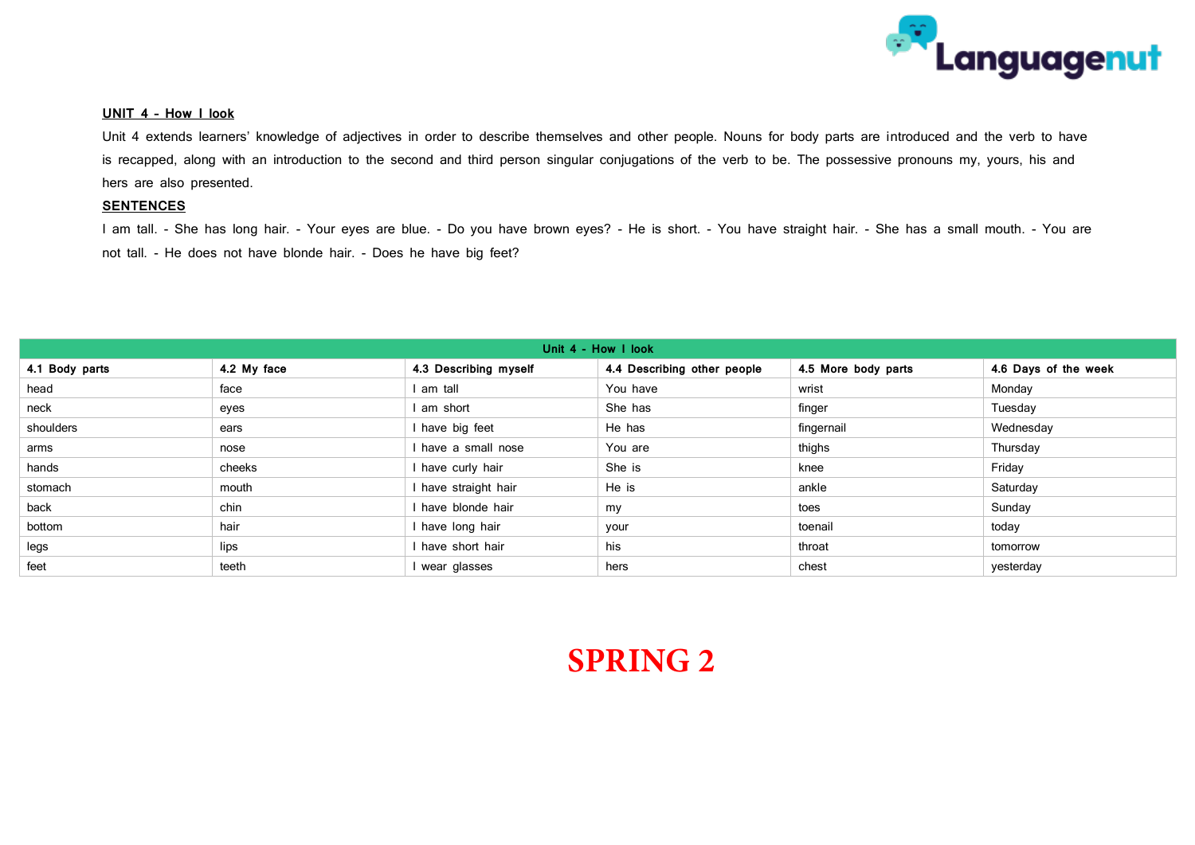**UNIT 4 - How I look**

Unit 4 extends learners' knowledge of adjectives in order to describe themselves and other people. Nouns for body parts are introduced and the verb to have is recapped, along with an introduction to the second and third person singular conjugations of the verb to be. The possessive pronouns my, yours, his and hers are also presented.

**SENTENCES**

I am tall. - She has long hair. - Your eyes are blue. - Do you have brown eyes? - He is short. - You have straight hair. - She has a small mouth. - You are not tall. - He does not have blonde hair. - Does he have big feet?

| Unit 4 - How I look | | | | | |
|---|---|---|---|---|---|
| **4.1 Body parts** | **4.2 My face** | **4.3 Describing myself** | **4.4 Describing other people** | **4.5 More body parts** | **4.6 Days of the week** |
| head | face | I am tall | You have | wrist | Monday |
| neck | eyes | I am short | She has | finger | Tuesday |
| shoulders | ears | I have big feet | He has | fingernail | Wednesday |
| arms | nose | I have a small nose | You are | thighs | Thursday |
| hands | cheeks | I have curly hair | She is | knee | Friday |
| stomach | mouth | I have straight hair | He is | ankle | Saturday |
| back | chin | I have blonde hair | my | toes | Sunday |
| bottom | hair | I have long hair | your | toenail | today |
| legs | lips | I have short hair | his | throat | tomorrow |
| feet | teeth | I wear glasses | hers | chest | yesterday |

**SPRING 2**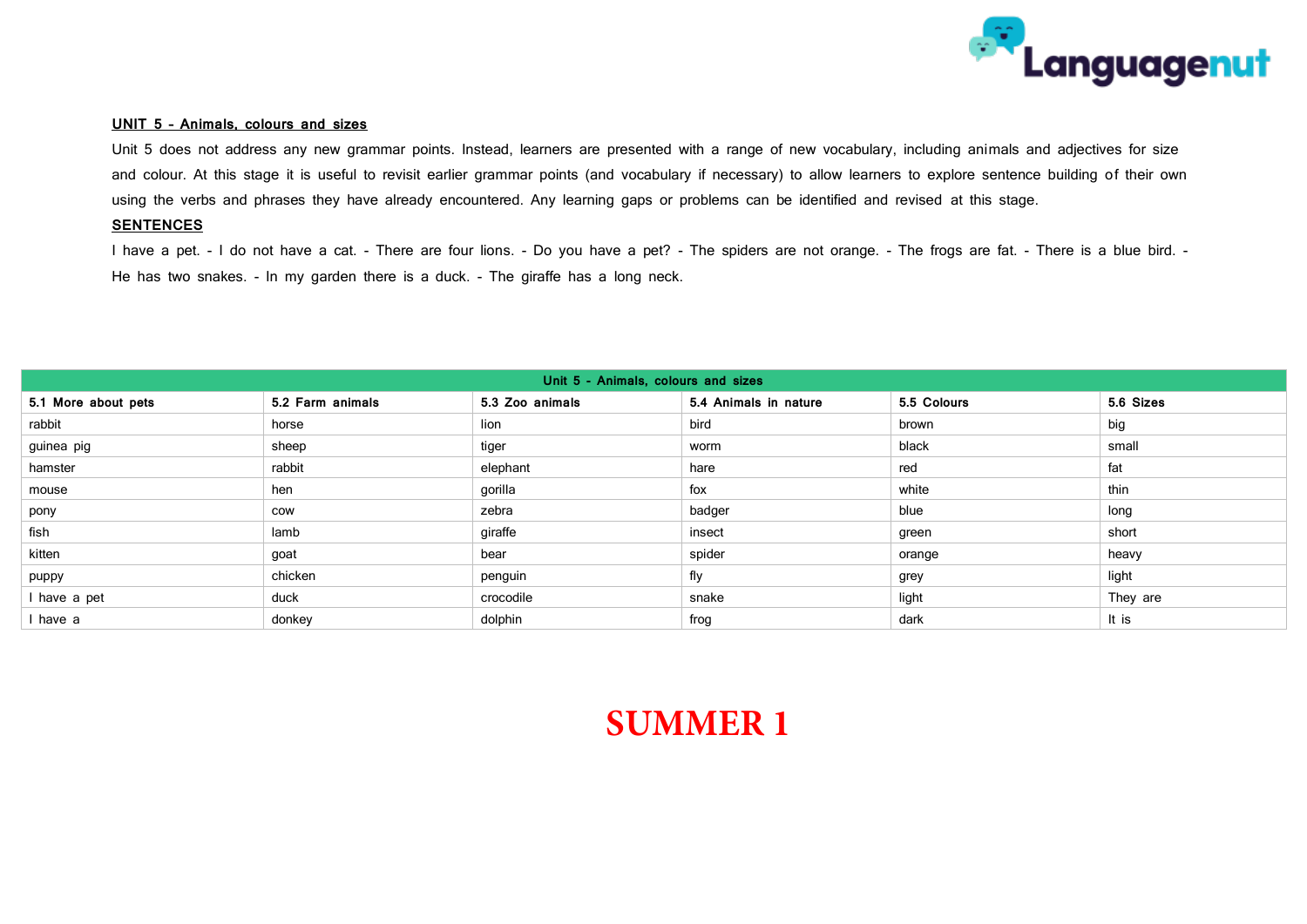**UNIT 5 - Animals, colours and sizes**

Unit 5 does not address any new grammar points. Instead, learners are presented with a range of new vocabulary, including animals and adjectives for size and colour. At this stage it is useful to revisit earlier grammar points (and vocabulary if necessary) to allow learners to explore sentence building of their own using the verbs and phrases they have already encountered. Any learning gaps or problems can be identified and revised at this stage.

**SENTENCES**

I have a pet. - I do not have a cat. - There are four lions. - Do you have a pet? - The spiders are not orange. - The frogs are fat. - There is a blue bird. - He has two snakes. - In my garden there is a duck. - The giraffe has a long neck.

| Unit 5 - Animals, colours and sizes | | | | | |
|---|---|---|---|---|---|
| **5.1 More about pets** | **5.2 Farm animals** | **5.3 Zoo animals** | **5.4 Animals in nature** | **5.5 Colours** | **5.6 Sizes** |
| rabbit | horse | lion | bird | brown | big |
| guinea pig | sheep | tiger | worm | black | small |
| hamster | rabbit | elephant | hare | red | fat |
| mouse | hen | gorilla | fox | white | thin |
| pony | cow | zebra | badger | blue | long |
| fish | lamb | giraffe | insect | green | short |
| kitten | goat | bear | spider | orange | heavy |
| puppy | chicken | penguin | fly | grey | light |
| I have a pet | duck | crocodile | snake | light | They are |
| I have a | donkey | dolphin | frog | dark | It is |

**SUMMER 1**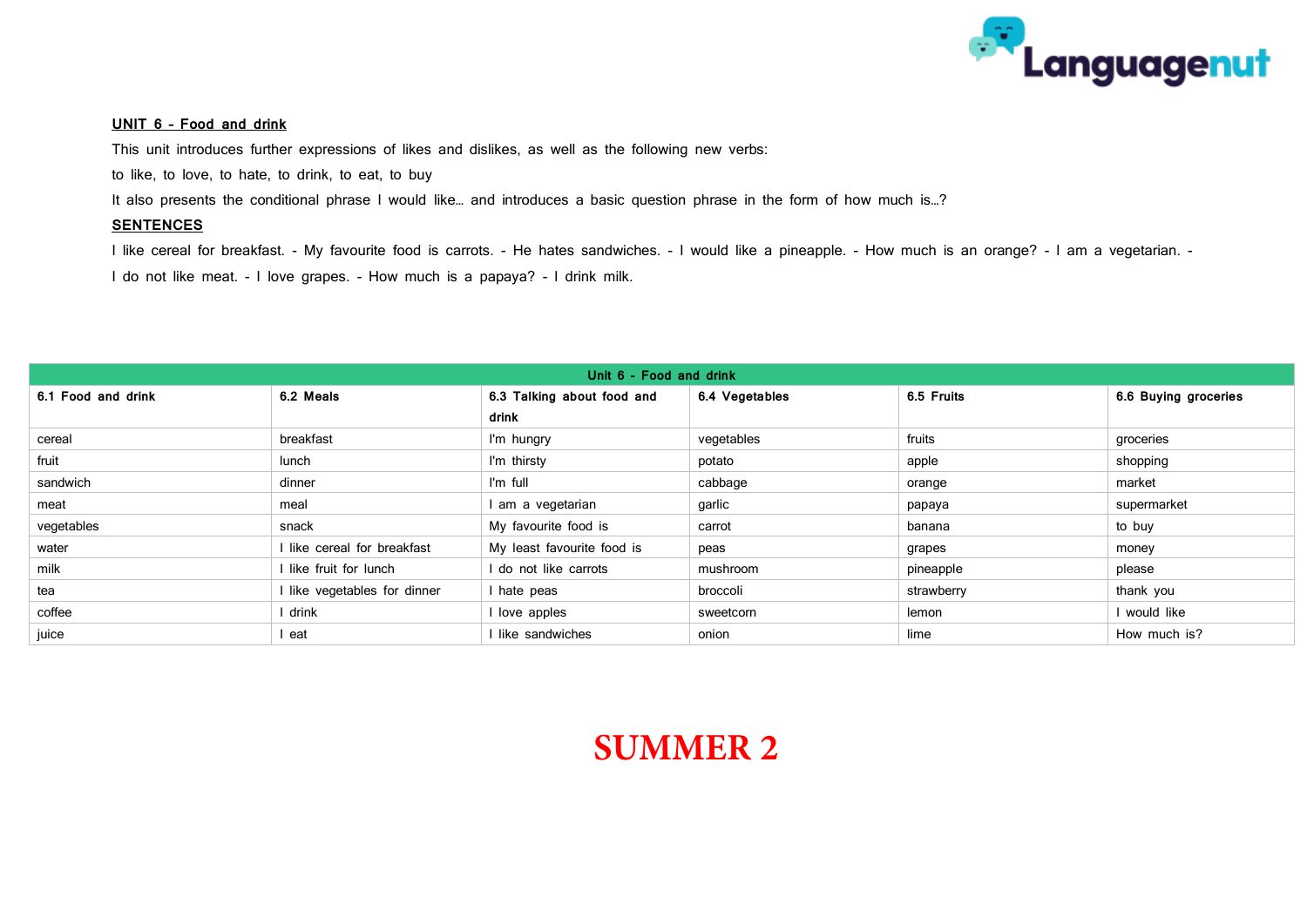**UNIT 6 - Food and drink**

This unit introduces further expressions of likes and dislikes, as well as the following new verbs:

to like, to love, to hate, to drink, to eat, to buy

It also presents the conditional phrase I would like… and introduces a basic question phrase in the form of how much is…?

**SENTENCES**

I like cereal for breakfast. - My favourite food is carrots. - He hates sandwiches. - I would like a pineapple. - How much is an orange? - I am a vegetarian. - I do not like meat. - I love grapes. - How much is a papaya? - I drink milk.

| Unit 6 - Food and drink | | | | | |
|---|---|---|---|---|---|
| **6.1 Food and drink** | **6.2 Meals** | **6.3 Talking about food and drink** | **6.4 Vegetables** | **6.5 Fruits** | **6.6 Buying groceries** |
| cereal | breakfast | I'm hungry | vegetables | fruits | groceries |
| fruit | lunch | I'm thirsty | potato | apple | shopping |
| sandwich | dinner | I'm full | cabbage | orange | market |
| meat | meal | I am a vegetarian | garlic | papaya | supermarket |
| vegetables | snack | My favourite food is | carrot | banana | to buy |
| water | I like cereal for breakfast | My least favourite food is | peas | grapes | money |
| milk | I like fruit for lunch | I do not like carrots | mushroom | pineapple | please |
| tea | I like vegetables for dinner | I hate peas | broccoli | strawberry | thank you |
| coffee | I drink | I love apples | sweetcorn | lemon | I would like |
| juice | I eat | I like sandwiches | onion | lime | How much is? |

**SUMMER 2**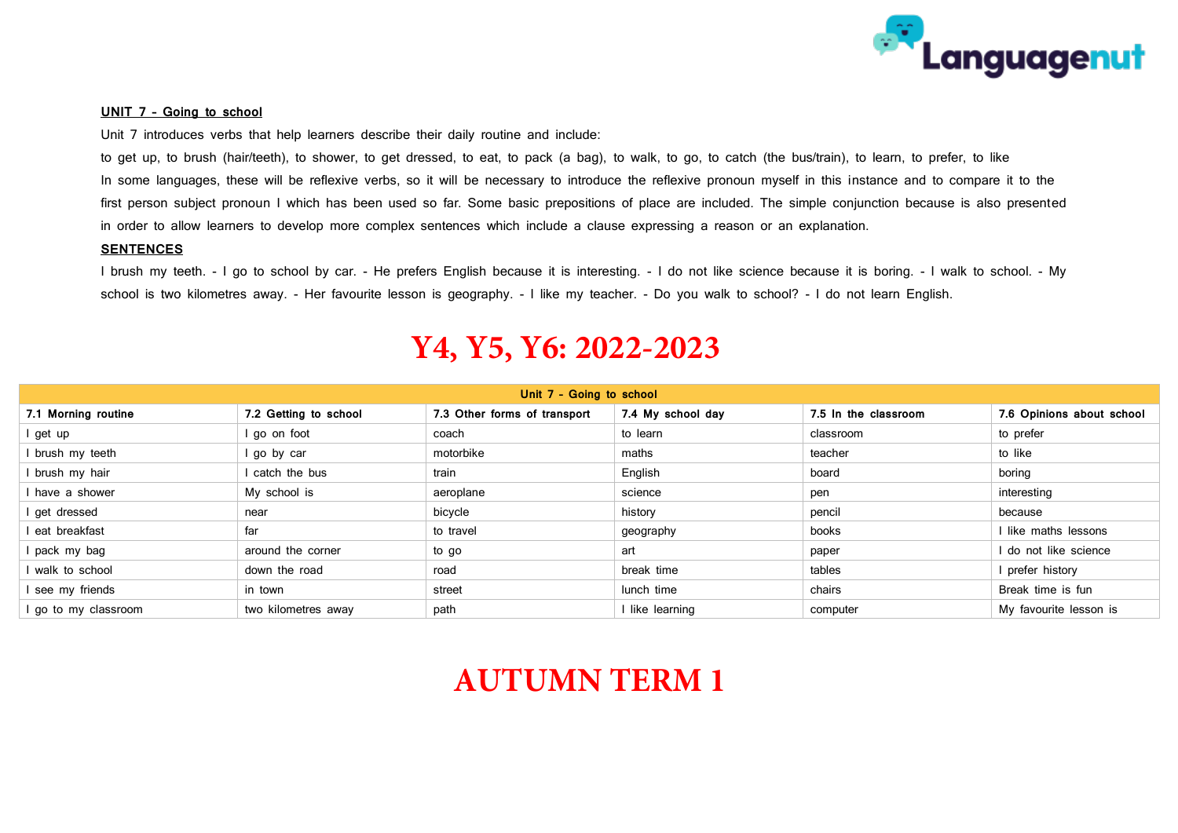**UNIT 7 - Going to school**

Unit 7 introduces verbs that help learners describe their daily routine and include:

to get up, to brush (hair/teeth), to shower, to get dressed, to eat, to pack (a bag), to walk, to go, to catch (the bus/train), to learn, to prefer, to like

In some languages, these will be reflexive verbs, so it will be necessary to introduce the reflexive pronoun myself in this instance and to compare it to the first person subject pronoun I which has been used so far. Some basic prepositions of place are included. The simple conjunction because is also presented in order to allow learners to develop more complex sentences which include a clause expressing a reason or an explanation.

**SENTENCES**

I brush my teeth. - I go to school by car. - He prefers English because it is interesting. - I do not like science because it is boring. - I walk to school. - My school is two kilometres away. - Her favourite lesson is geography. - I like my teacher. - Do you walk to school? - I do not learn English.

# Y4, Y5, Y6: 2022-2023

| Unit 7 - Going to school | | | | | |
|---|---|---|---|---|---|
| **7.1 Morning routine** | **7.2 Getting to school** | **7.3 Other forms of transport** | **7.4 My school day** | **7.5 In the classroom** | **7.6 Opinions about school** |
| I get up | I go on foot | coach | to learn | classroom | to prefer |
| I brush my teeth | I go by car | motorbike | maths | teacher | to like |
| I brush my hair | I catch the bus | train | English | board | boring |
| I have a shower | My school is | aeroplane | science | pen | interesting |
| I get dressed | near | bicycle | history | pencil | because |
| I eat breakfast | far | to travel | geography | books | I like maths lessons |
| I pack my bag | around the corner | to go | art | paper | I do not like science |
| I walk to school | down the road | road | break time | tables | I prefer history |
| I see my friends | in town | street | lunch time | chairs | Break time is fun |
| I go to my classroom | two kilometres away | path | I like learning | computer | My favourite lesson is |

# AUTUMN TERM 1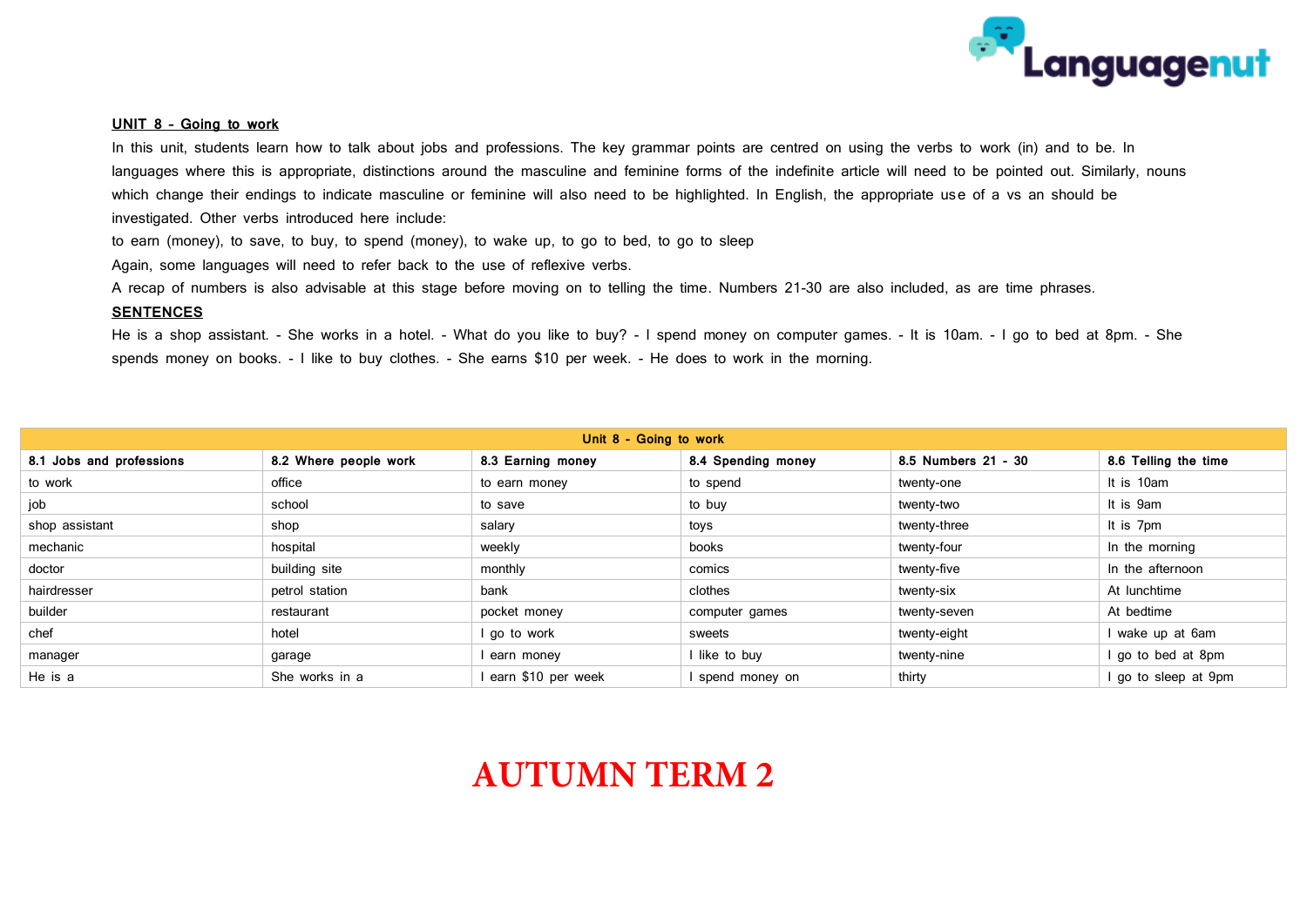**UNIT 8 - Going to work**

In this unit, students learn how to talk about jobs and professions. The key grammar points are centred on using the verbs to work (in) and to be. In languages where this is appropriate, distinctions around the masculine and feminine forms of the indefinite article will need to be pointed out. Similarly, nouns which change their endings to indicate masculine or feminine will also need to be highlighted. In English, the appropriate use of a vs an should be investigated. Other verbs introduced here include:

to earn (money), to save, to buy, to spend (money), to wake up, to go to bed, to go to sleep

Again, some languages will need to refer back to the use of reflexive verbs.

A recap of numbers is also advisable at this stage before moving on to telling the time. Numbers 21-30 are also included, as are time phrases.

**SENTENCES**

He is a shop assistant. - She works in a hotel. - What do you like to buy? - I spend money on computer games. - It is 10am. - I go to bed at 8pm. - She spends money on books. - I like to buy clothes. - She earns $10 per week. - He does to work in the morning.

| Unit 8 - Going to work | | | | | |
|---|---|---|---|---|---|
| **8.1 Jobs and professions** | **8.2 Where people work** | **8.3 Earning money** | **8.4 Spending money** | **8.5 Numbers 21 - 30** | **8.6 Telling the time** |
| to work | office | to earn money | to spend | twenty-one | It is 10am |
| job | school | to save | to buy | twenty-two | It is 9am |
| shop assistant | shop | salary | toys | twenty-three | It is 7pm |
| mechanic | hospital | weekly | books | twenty-four | In the morning |
| doctor | building site | monthly | comics | twenty-five | In the afternoon |
| hairdresser | petrol station | bank | clothes | twenty-six | At lunchtime |
| builder | restaurant | pocket money | computer games | twenty-seven | At bedtime |
| chef | hotel | I go to work | sweets | twenty-eight | I wake up at 6am |
| manager | garage | I earn money | I like to buy | twenty-nine | I go to bed at 8pm |
| He is a | She works in a | I earn $10 per week | I spend money on | thirty | I go to sleep at 9pm |

**AUTUMN TERM 2**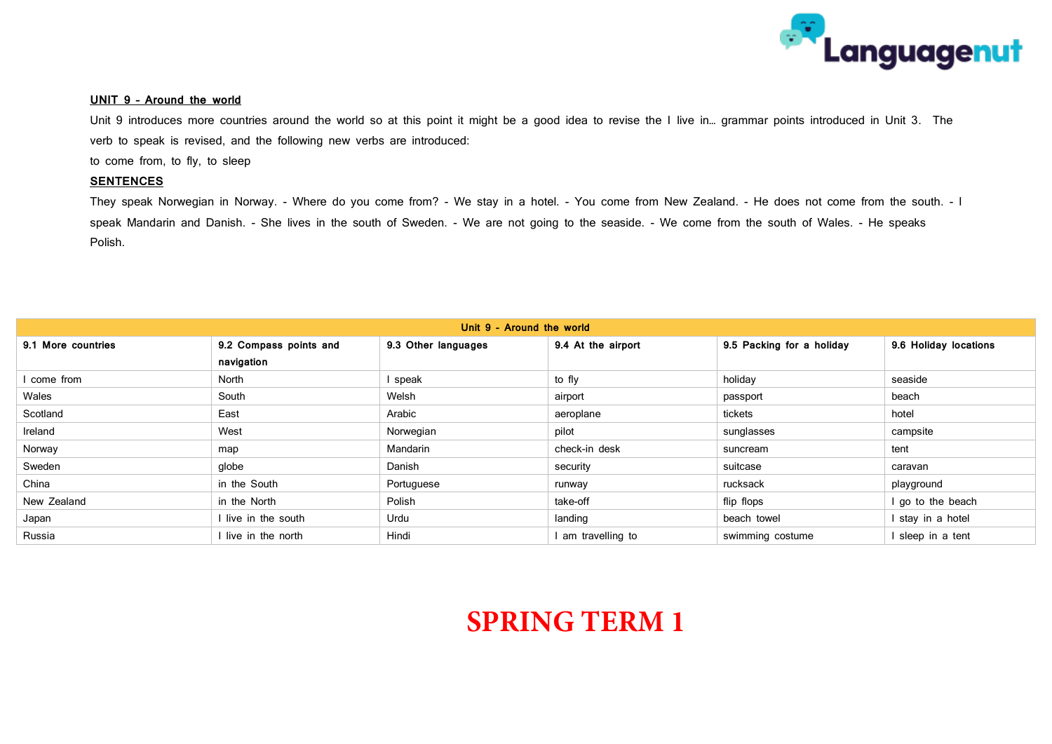**UNIT 9 - Around the world**

Unit 9 introduces more countries around the world so at this point it might be a good idea to revise the I live in… grammar points introduced in Unit 3. The verb to speak is revised, and the following new verbs are introduced:

to come from, to fly, to sleep

**SENTENCES**

They speak Norwegian in Norway. - Where do you come from? - We stay in a hotel. - You come from New Zealand. - He does not come from the south. - I speak Mandarin and Danish. - She lives in the south of Sweden. - We are not going to the seaside. - We come from the south of Wales. - He speaks Polish.

| Unit 9 - Around the world | | | | | |
|---|---|---|---|---|---|
| **9.1 More countries** | **9.2 Compass points and navigation** | **9.3 Other languages** | **9.4 At the airport** | **9.5 Packing for a holiday** | **9.6 Holiday locations** |
| I come from | North | I speak | to fly | holiday | seaside |
| Wales | South | Welsh | airport | passport | beach |
| Scotland | East | Arabic | aeroplane | tickets | hotel |
| Ireland | West | Norwegian | pilot | sunglasses | campsite |
| Norway | map | Mandarin | check-in desk | suncream | tent |
| Sweden | globe | Danish | security | suitcase | caravan |
| China | in the South | Portuguese | runway | rucksack | playground |
| New Zealand | in the North | Polish | take-off | flip flops | I go to the beach |
| Japan | I live in the south | Urdu | landing | beach towel | I stay in a hotel |
| Russia | I live in the north | Hindi | I am travelling to | swimming costume | I sleep in a tent |

**SPRING TERM 1**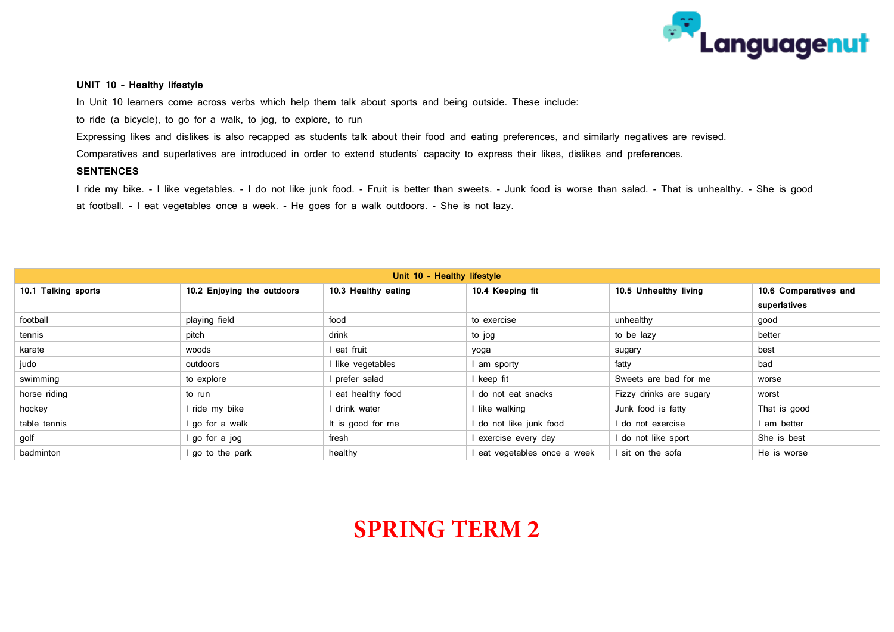**UNIT 10 - Healthy lifestyle**

In Unit 10 learners come across verbs which help them talk about sports and being outside. These include:

to ride (a bicycle), to go for a walk, to jog, to explore, to run

Expressing likes and dislikes is also recapped as students talk about their food and eating preferences, and similarly negatives are revised.

Comparatives and superlatives are introduced in order to extend students' capacity to express their likes, dislikes and preferences.

**SENTENCES**

I ride my bike. - I like vegetables. - I do not like junk food. - Fruit is better than sweets. - Junk food is worse than salad. - That is unhealthy. - She is good at football. - I eat vegetables once a week. - He goes for a walk outdoors. - She is not lazy.

| Unit 10 - Healthy lifestyle | | | | | |
|---|---|---|---|---|---|
| **10.1 Talking sports** | **10.2 Enjoying the outdoors** | **10.3 Healthy eating** | **10.4 Keeping fit** | **10.5 Unhealthy living** | **10.6 Comparatives and superlatives** |
| football | playing field | food | to exercise | unhealthy | good |
| tennis | pitch | drink | to jog | to be lazy | better |
| karate | woods | I eat fruit | yoga | sugary | best |
| judo | outdoors | I like vegetables | I am sporty | fatty | bad |
| swimming | to explore | I prefer salad | I keep fit | Sweets are bad for me | worse |
| horse riding | to run | I eat healthy food | I do not eat snacks | Fizzy drinks are sugary | worst |
| hockey | I ride my bike | I drink water | I like walking | Junk food is fatty | That is good |
| table tennis | I go for a walk | It is good for me | I do not like junk food | I do not exercise | I am better |
| golf | I go for a jog | fresh | I exercise every day | I do not like sport | She is best |
| badminton | I go to the park | healthy | I eat vegetables once a week | I sit on the sofa | He is worse |

# SPRING TERM 2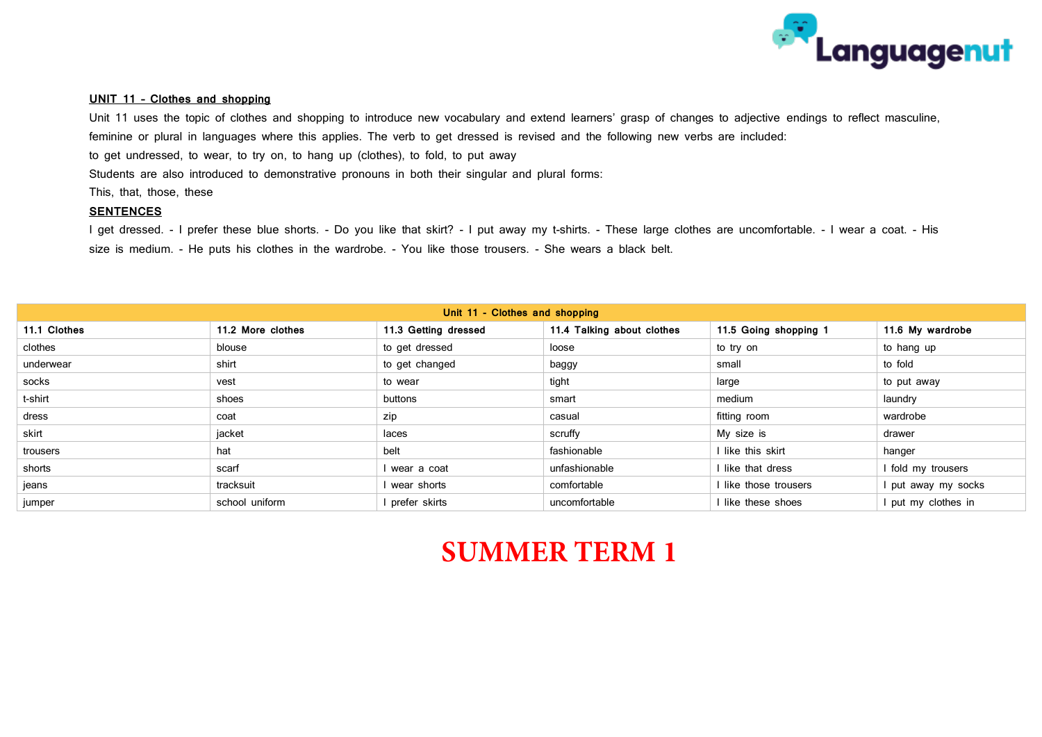**UNIT 11 - Clothes and shopping**

Unit 11 uses the topic of clothes and shopping to introduce new vocabulary and extend learners' grasp of changes to adjective endings to reflect masculine, feminine or plural in languages where this applies. The verb to get dressed is revised and the following new verbs are included:

to get undressed, to wear, to try on, to hang up (clothes), to fold, to put away

Students are also introduced to demonstrative pronouns in both their singular and plural forms:

This, that, those, these

**SENTENCES**

I get dressed. - I prefer these blue shorts. - Do you like that skirt? - I put away my t-shirts. - These large clothes are uncomfortable. - I wear a coat. - His size is medium. - He puts his clothes in the wardrobe. - You like those trousers. - She wears a black belt.

| Unit 11 - Clothes and shopping | | | | | |
|---|---|---|---|---|---|
| **11.1 Clothes** | **11.2 More clothes** | **11.3 Getting dressed** | **11.4 Talking about clothes** | **11.5 Going shopping 1** | **11.6 My wardrobe** |
| clothes | blouse | to get dressed | loose | to try on | to hang up |
| underwear | shirt | to get changed | baggy | small | to fold |
| socks | vest | to wear | tight | large | to put away |
| t-shirt | shoes | buttons | smart | medium | laundry |
| dress | coat | zip | casual | fitting room | wardrobe |
| skirt | jacket | laces | scruffy | My size is | drawer |
| trousers | hat | belt | fashionable | I like this skirt | hanger |
| shorts | scarf | I wear a coat | unfashionable | I like that dress | I fold my trousers |
| jeans | tracksuit | I wear shorts | comfortable | I like those trousers | I put away my socks |
| jumper | school uniform | I prefer skirts | uncomfortable | I like these shoes | I put my clothes in |

**SUMMER TERM 1**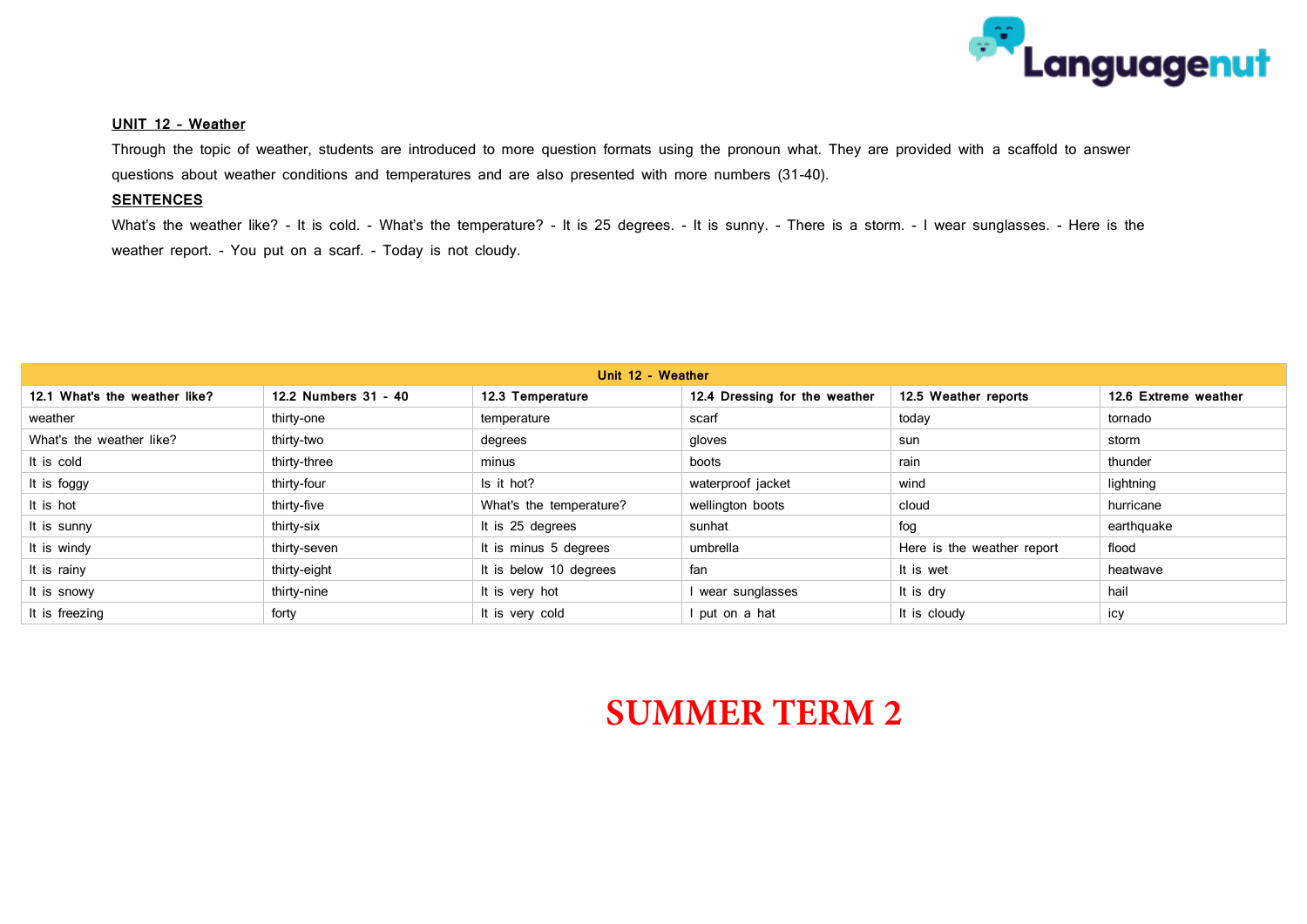## UNIT 12 - Weather

Through the topic of weather, students are introduced to more question formats using the pronoun what. They are provided with a scaffold to answer questions about weather conditions and temperatures and are also presented with more numbers (31-40).

### SENTENCES

What's the weather like? - It is cold. - What's the temperature? - It is 25 degrees. - It is sunny. - There is a storm. - I wear sunglasses. - Here is the weather report. - You put on a scarf. - Today is not cloudy.

| Unit 12 - Weather | | | | | |
|---|---|---|---|---|---|
| **12.1 What's the weather like?** | **12.2 Numbers 31 - 40** | **12.3 Temperature** | **12.4 Dressing for the weather** | **12.5 Weather reports** | **12.6 Extreme weather** |
| weather | thirty-one | temperature | scarf | today | tornado |
| What's the weather like? | thirty-two | degrees | gloves | sun | storm |
| It is cold | thirty-three | minus | boots | rain | thunder |
| It is foggy | thirty-four | Is it hot? | waterproof jacket | wind | lightning |
| It is hot | thirty-five | What's the temperature? | wellington boots | cloud | hurricane |
| It is sunny | thirty-six | It is 25 degrees | sunhat | fog | earthquake |
| It is windy | thirty-seven | It is minus 5 degrees | umbrella | Here is the weather report | flood |
| It is rainy | thirty-eight | It is below 10 degrees | fan | It is wet | heatwave |
| It is snowy | thirty-nine | It is very hot | I wear sunglasses | It is dry | hail |
| It is freezing | forty | It is very cold | I put on a hat | It is cloudy | icy |

**SUMMER TERM 2**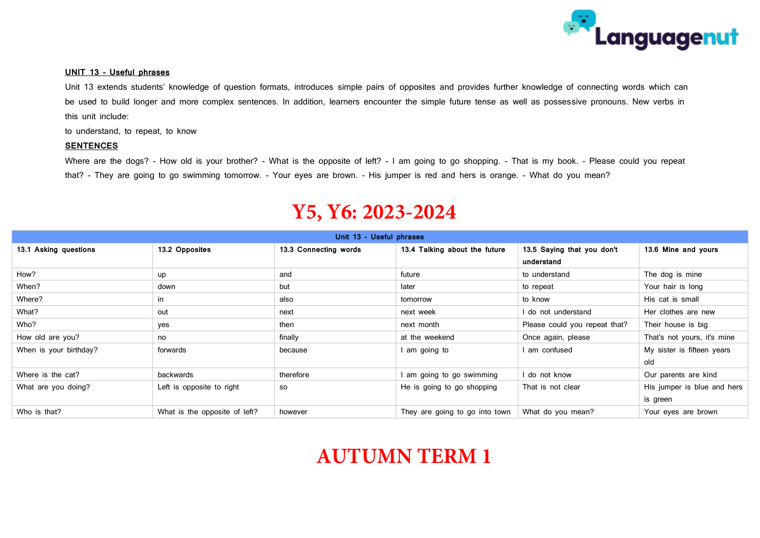**UNIT 13 - Useful phrases**

Unit 13 extends students' knowledge of question formats, introduces simple pairs of opposites and provides further knowledge of connecting words which can be used to build longer and more complex sentences. In addition, learners encounter the simple future tense as well as possessive pronouns. New verbs in this unit include:

to understand, to repeat, to know

**SENTENCES**

Where are the dogs? - How old is your brother? - What is the opposite of left? - I am going to go shopping. - That is my book. - Please could you repeat that? - They are going to go swimming tomorrow. - Your eyes are brown. - His jumper is red and hers is orange. - What do you mean?

# Y5, Y6: 2023-2024

| Unit 13 - Useful phrases | | | | | |
|---|---|---|---|---|---|
| **13.1 Asking questions** | **13.2 Opposites** | **13.3 Connecting words** | **13.4 Talking about the future** | **13.5 Saying that you don't understand** | **13.6 Mine and yours** |
| How? | up | and | future | to understand | The dog is mine |
| When? | down | but | later | to repeat | Your hair is long |
| Where? | in | also | tomorrow | to know | His cat is small |
| What? | out | next | next week | I do not understand | Her clothes are new |
| Who? | yes | then | next month | Please could you repeat that? | Their house is big |
| How old are you? | no | finally | at the weekend | Once again, please | That's not yours, it's mine |
| When is your birthday? | forwards | because | I am going to | I am confused | My sister is fifteen years old |
| Where is the cat? | backwards | therefore | I am going to go swimming | I do not know | Our parents are kind |
| What are you doing? | Left is opposite to right | so | He is going to go shopping | That is not clear | His jumper is blue and hers is green |
| Who is that? | What is the opposite of left? | however | They are going to go into town | What do you mean? | Your eyes are brown |

# AUTUMN TERM 1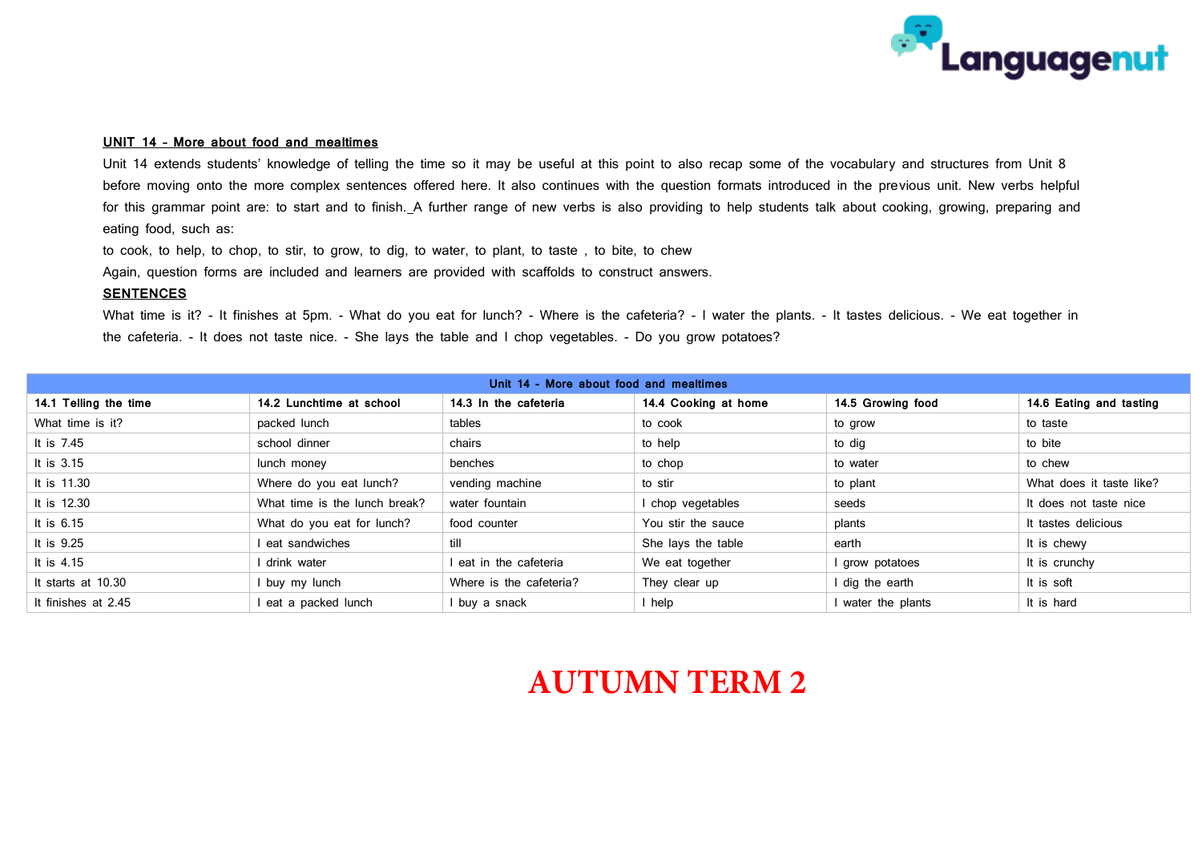**UNIT 14 - More about food and mealtimes**

Unit 14 extends students' knowledge of telling the time so it may be useful at this point to also recap some of the vocabulary and structures from Unit 8 before moving onto the more complex sentences offered here. It also continues with the question formats introduced in the previous unit. New verbs helpful for this grammar point are: to start and to finish. A further range of new verbs is also providing to help students talk about cooking, growing, preparing and eating food, such as:

to cook, to help, to chop, to stir, to grow, to dig, to water, to plant, to taste , to bite, to chew

Again, question forms are included and learners are provided with scaffolds to construct answers.

**SENTENCES**

What time is it? - It finishes at 5pm. - What do you eat for lunch? - Where is the cafeteria? - I water the plants. - It tastes delicious. - We eat together in the cafeteria. - It does not taste nice. - She lays the table and I chop vegetables. - Do you grow potatoes?

| Unit 14 - More about food and mealtimes | | | | | |
|---|---|---|---|---|---|
| **14.1 Telling the time** | **14.2 Lunchtime at school** | **14.3 In the cafeteria** | **14.4 Cooking at home** | **14.5 Growing food** | **14.6 Eating and tasting** |
| What time is it? | packed lunch | tables | to cook | to grow | to taste |
| It is 7.45 | school dinner | chairs | to help | to dig | to bite |
| It is 3.15 | lunch money | benches | to chop | to water | to chew |
| It is 11.30 | Where do you eat lunch? | vending machine | to stir | to plant | What does it taste like? |
| It is 12.30 | What time is the lunch break? | water fountain | I chop vegetables | seeds | It does not taste nice |
| It is 6.15 | What do you eat for lunch? | food counter | You stir the sauce | plants | It tastes delicious |
| It is 9.25 | I eat sandwiches | till | She lays the table | earth | It is chewy |
| It is 4.15 | I drink water | I eat in the cafeteria | We eat together | I grow potatoes | It is crunchy |
| It starts at 10.30 | I buy my lunch | Where is the cafeteria? | They clear up | I dig the earth | It is soft |
| It finishes at 2.45 | I eat a packed lunch | I buy a snack | I help | I water the plants | It is hard |

**AUTUMN TERM 2**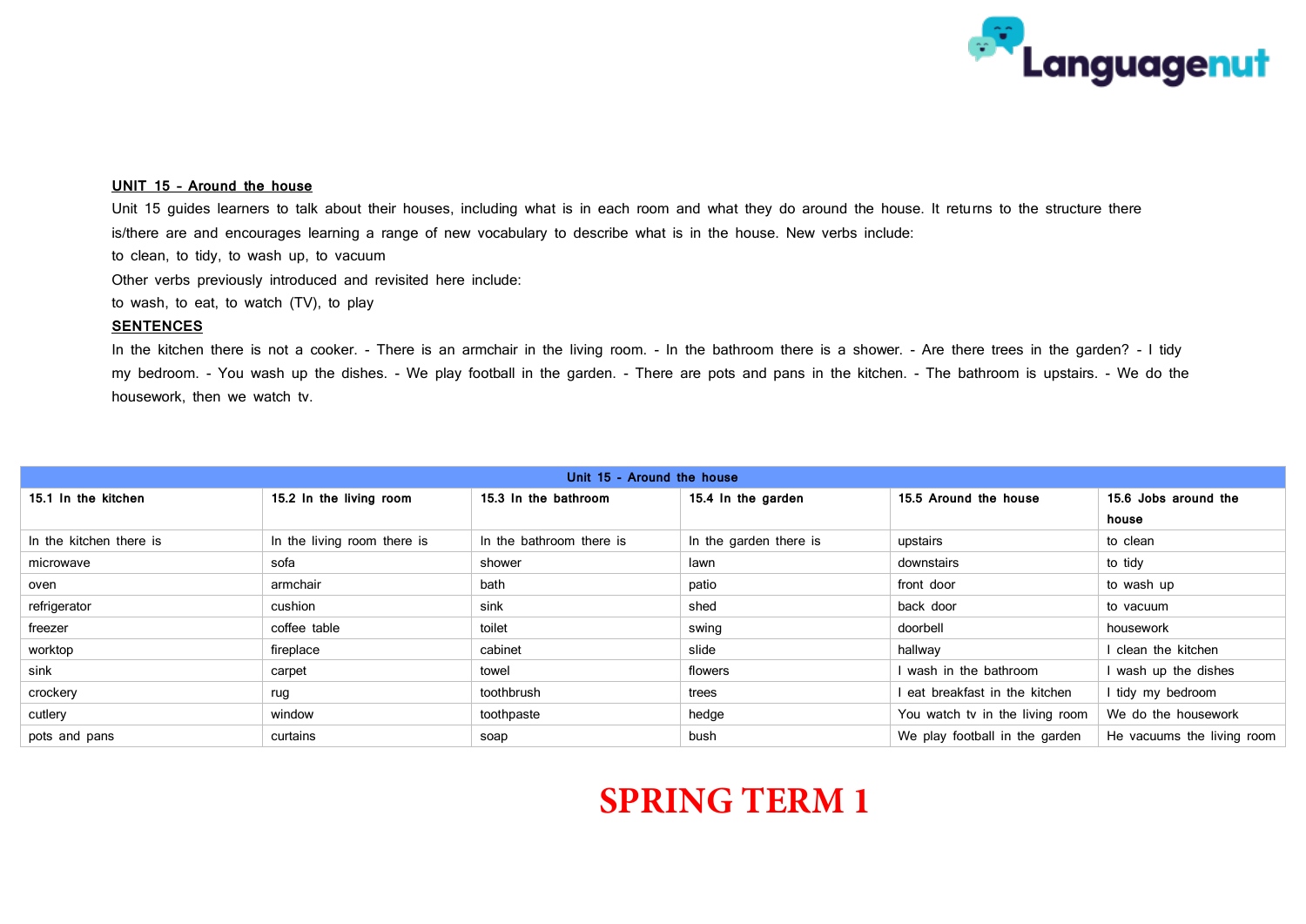**UNIT 15 - Around the house**

Unit 15 guides learners to talk about their houses, including what is in each room and what they do around the house. It returns to the structure there is/there are and encourages learning a range of new vocabulary to describe what is in the house. New verbs include:

to clean, to tidy, to wash up, to vacuum

Other verbs previously introduced and revisited here include:

to wash, to eat, to watch (TV), to play

**SENTENCES**

In the kitchen there is not a cooker. - There is an armchair in the living room. - In the bathroom there is a shower. - Are there trees in the garden? - I tidy my bedroom. - You wash up the dishes. - We play football in the garden. - There are pots and pans in the kitchen. - The bathroom is upstairs. - We do the housework, then we watch tv.

| Unit 15 - Around the house | | | | | |
|---|---|---|---|---|---|
| **15.1 In the kitchen** | **15.2 In the living room** | **15.3 In the bathroom** | **15.4 In the garden** | **15.5 Around the house** | **15.6 Jobs around the house** |
| In the kitchen there is | In the living room there is | In the bathroom there is | In the garden there is | upstairs | to clean |
| microwave | sofa | shower | lawn | downstairs | to tidy |
| oven | armchair | bath | patio | front door | to wash up |
| refrigerator | cushion | sink | shed | back door | to vacuum |
| freezer | coffee table | toilet | swing | doorbell | housework |
| worktop | fireplace | cabinet | slide | hallway | I clean the kitchen |
| sink | carpet | towel | flowers | I wash in the bathroom | I wash up the dishes |
| crockery | rug | toothbrush | trees | I eat breakfast in the kitchen | I tidy my bedroom |
| cutlery | window | toothpaste | hedge | You watch tv in the living room | We do the housework |
| pots and pans | curtains | soap | bush | We play football in the garden | He vacuums the living room |

**SPRING TERM 1**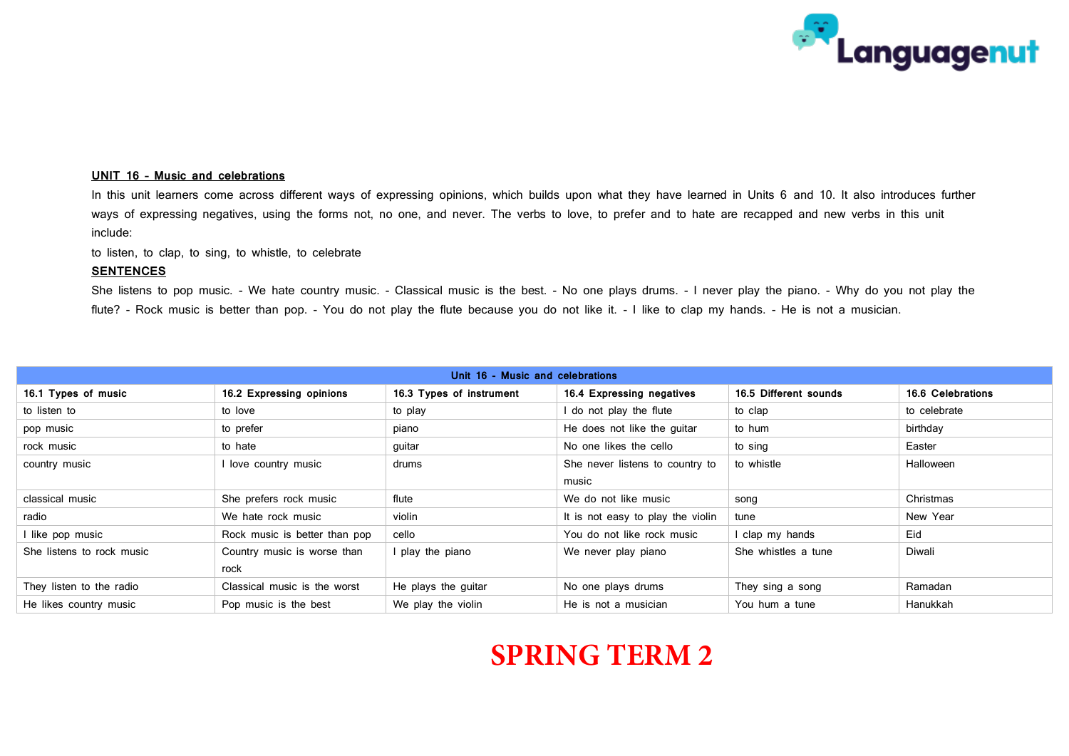**UNIT 16 - Music and celebrations**

In this unit learners come across different ways of expressing opinions, which builds upon what they have learned in Units 6 and 10. It also introduces further ways of expressing negatives, using the forms not, no one, and never. The verbs to love, to prefer and to hate are recapped and new verbs in this unit include:

to listen, to clap, to sing, to whistle, to celebrate

**SENTENCES**

She listens to pop music. - We hate country music. - Classical music is the best. - No one plays drums. - I never play the piano. - Why do you not play the flute? - Rock music is better than pop. - You do not play the flute because you do not like it. - I like to clap my hands. - He is not a musician.

| Unit 16 - Music and celebrations | | | | | |
|---|---|---|---|---|---|
| **16.1 Types of music** | **16.2 Expressing opinions** | **16.3 Types of instrument** | **16.4 Expressing negatives** | **16.5 Different sounds** | **16.6 Celebrations** |
| to listen to | to love | to play | I do not play the flute | to clap | to celebrate |
| pop music | to prefer | piano | He does not like the guitar | to hum | birthday |
| rock music | to hate | guitar | No one likes the cello | to sing | Easter |
| country music | I love country music | drums | She never listens to country to music | to whistle | Halloween |
| classical music | She prefers rock music | flute | We do not like music | song | Christmas |
| radio | We hate rock music | violin | It is not easy to play the violin | tune | New Year |
| I like pop music | Rock music is better than pop | cello | You do not like rock music | I clap my hands | Eid |
| She listens to rock music | Country music is worse than rock | I play the piano | We never play piano | She whistles a tune | Diwali |
| They listen to the radio | Classical music is the worst | He plays the guitar | No one plays drums | They sing a song | Ramadan |
| He likes country music | Pop music is the best | We play the violin | He is not a musician | You hum a tune | Hanukkah |

**SPRING TERM 2**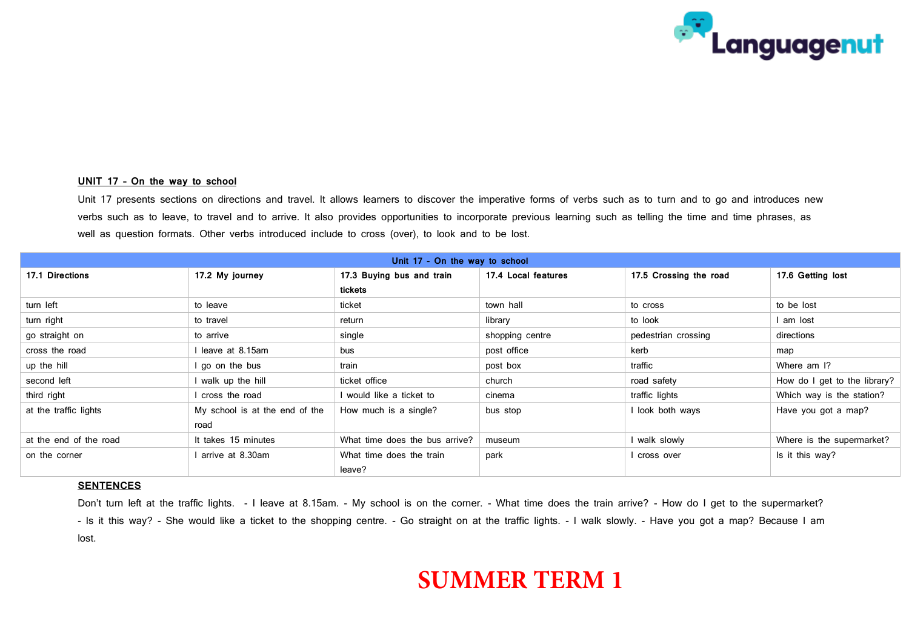## UNIT 17 - On the way to school

Unit 17 presents sections on directions and travel. It allows learners to discover the imperative forms of verbs such as to turn and to go and introduces new verbs such as to leave, to travel and to arrive. It also provides opportunities to incorporate previous learning such as telling the time and time phrases, as well as question formats. Other verbs introduced include to cross (over), to look and to be lost.

| Unit 17 - On the way to school | | | | | |
|---|---|---|---|---|---|
| **17.1 Directions** | **17.2 My journey** | **17.3 Buying bus and train tickets** | **17.4 Local features** | **17.5 Crossing the road** | **17.6 Getting lost** |
| turn left | to leave | ticket | town hall | to cross | to be lost |
| turn right | to travel | return | library | to look | I am lost |
| go straight on | to arrive | single | shopping centre | pedestrian crossing | directions |
| cross the road | I leave at 8.15am | bus | post office | kerb | map |
| up the hill | I go on the bus | train | post box | traffic | Where am I? |
| second left | I walk up the hill | ticket office | church | road safety | How do I get to the library? |
| third right | I cross the road | I would like a ticket to | cinema | traffic lights | Which way is the station? |
| at the traffic lights | My school is at the end of the road | How much is a single? | bus stop | I look both ways | Have you got a map? |
| at the end of the road | It takes 15 minutes | What time does the bus arrive? | museum | I walk slowly | Where is the supermarket? |
| on the corner | I arrive at 8.30am | What time does the train leave? | park | I cross over | Is it this way? |

### SENTENCES

Don't turn left at the traffic lights. - I leave at 8.15am. - My school is on the corner. - What time does the train arrive? - How do I get to the supermarket? - Is it this way? - She would like a ticket to the shopping centre. - Go straight on at the traffic lights. - I walk slowly. - Have you got a map? Because I am lost.

**SUMMER TERM 1**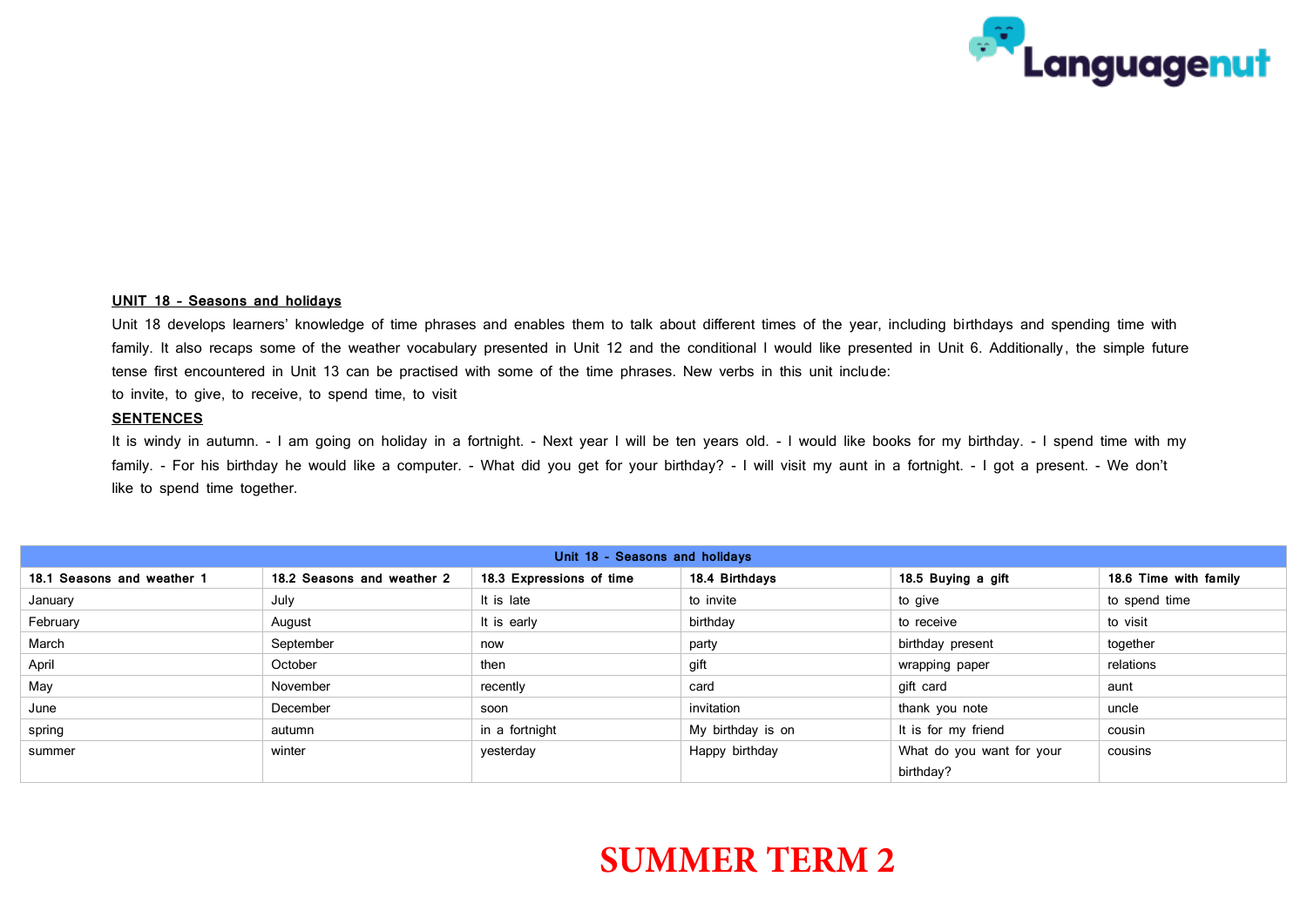**UNIT 18 - Seasons and holidays**

Unit 18 develops learners' knowledge of time phrases and enables them to talk about different times of the year, including birthdays and spending time with family. It also recaps some of the weather vocabulary presented in Unit 12 and the conditional I would like presented in Unit 6. Additionally, the simple future tense first encountered in Unit 13 can be practised with some of the time phrases. New verbs in this unit include:

to invite, to give, to receive, to spend time, to visit

**SENTENCES**

It is windy in autumn. - I am going on holiday in a fortnight. - Next year I will be ten years old. - I would like books for my birthday. - I spend time with my family. - For his birthday he would like a computer. - What did you get for your birthday? - I will visit my aunt in a fortnight. - I got a present. - We don't like to spend time together.

| Unit 18 - Seasons and holidays | | | | | |
|---|---|---|---|---|---|
| **18.1 Seasons and weather 1** | **18.2 Seasons and weather 2** | **18.3 Expressions of time** | **18.4 Birthdays** | **18.5 Buying a gift** | **18.6 Time with family** |
| January | July | It is late | to invite | to give | to spend time |
| February | August | It is early | birthday | to receive | to visit |
| March | September | now | party | birthday present | together |
| April | October | then | gift | wrapping paper | relations |
| May | November | recently | card | gift card | aunt |
| June | December | soon | invitation | thank you note | uncle |
| spring | autumn | in a fortnight | My birthday is on | It is for my friend | cousin |
| summer | winter | yesterday | Happy birthday | What do you want for your birthday? | cousins |

SUMMER TERM 2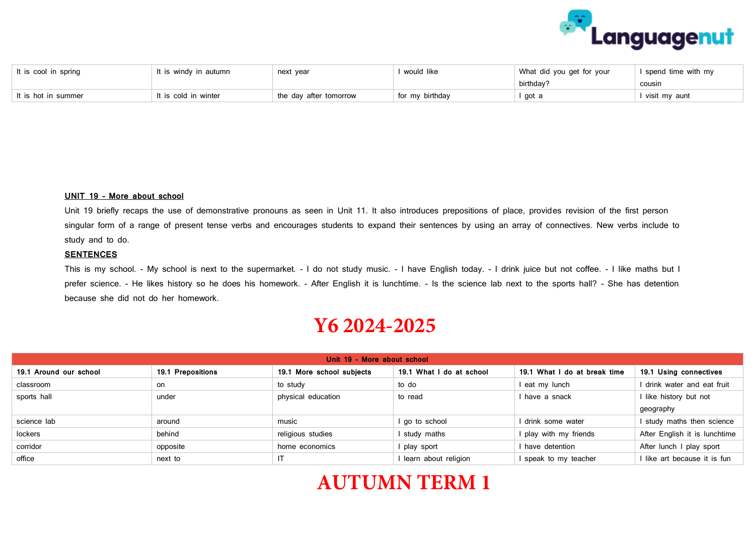| It is cool in spring | It is windy in autumn | next year | I would like | What did you get for your birthday? | I spend time with my cousin |
|---|---|---|---|---|---|
| It is hot in summer | It is cold in winter | the day after tomorrow | for my birthday | I got a | I visit my aunt |

**UNIT 19 - More about school**

Unit 19 briefly recaps the use of demonstrative pronouns as seen in Unit 11. It also introduces prepositions of place, provides revision of the first person singular form of a range of present tense verbs and encourages students to expand their sentences by using an array of connectives. New verbs include to study and to do.

**SENTENCES**

This is my school. - My school is next to the supermarket. - I do not study music. - I have English today. - I drink juice but not coffee. - I like maths but I prefer science. - He likes history so he does his homework. - After English it is lunchtime. - Is the science lab next to the sports hall? - She has detention because she did not do her homework.

# Y6 2024-2025

| Unit 19 - More about school | | | | | |
|---|---|---|---|---|---|
| **19.1 Around our school** | **19.1 Prepositions** | **19.1 More school subjects** | **19.1 What I do at school** | **19.1 What I do at break time** | **19.1 Using connectives** |
| classroom | on | to study | to do | I eat my lunch | I drink water and eat fruit |
| sports hall | under | physical education | to read | I have a snack | I like history but not geography |
| science lab | around | music | I go to school | I drink some water | I study maths then science |
| lockers | behind | religious studies | I study maths | I play with my friends | After English it is lunchtime |
| corridor | opposite | home economics | I play sport | I have detention | After lunch I play sport |
| office | next to | IT | I learn about religion | I speak to my teacher | I like art because it is fun |

# AUTUMN TERM 1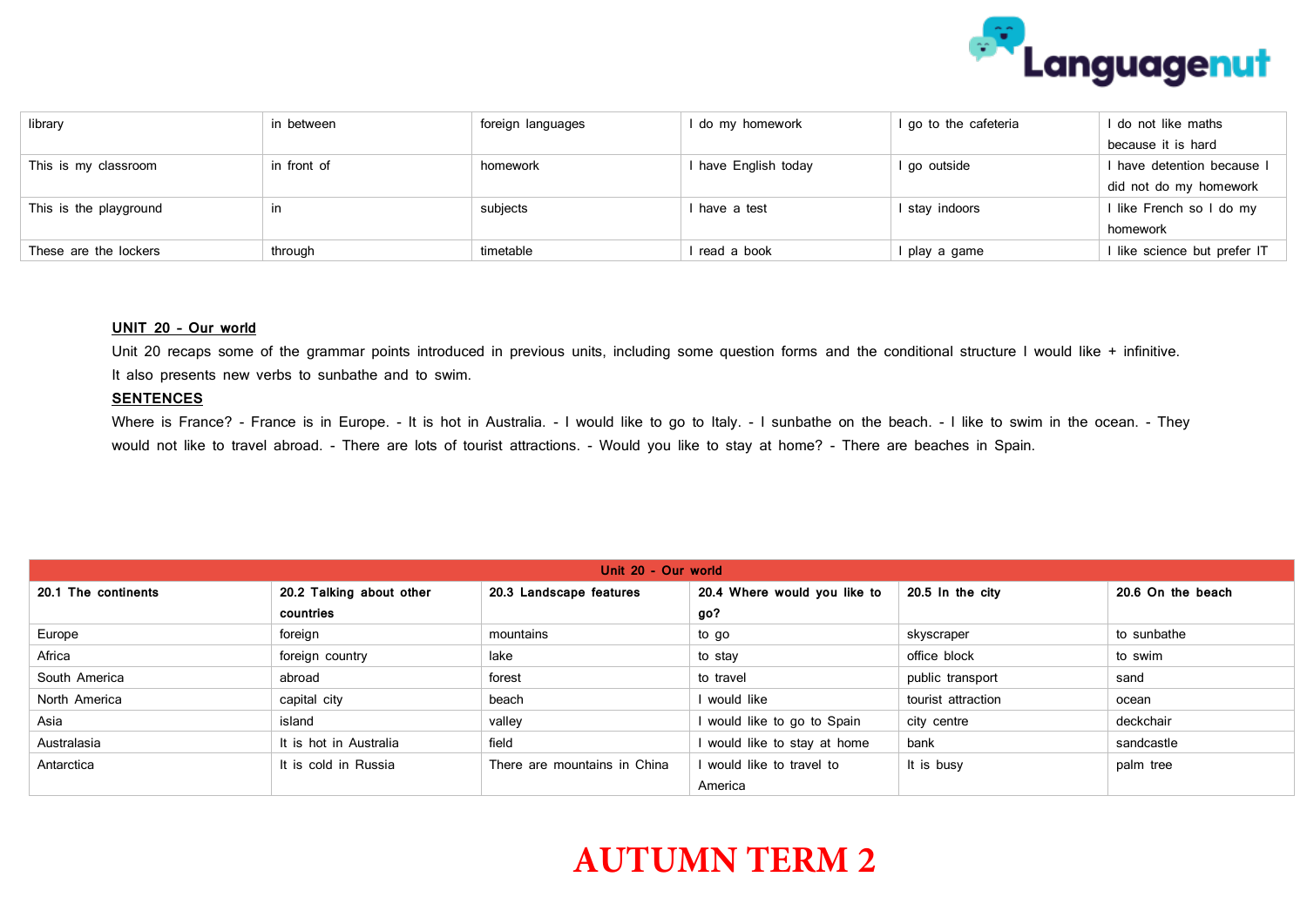| library | in between | foreign languages | I do my homework | I go to the cafeteria | I do not like maths because it is hard |
|---|---|---|---|---|---|
| This is my classroom | in front of | homework | I have English today | I go outside | I have detention because I did not do my homework |
| This is the playground | in | subjects | I have a test | I stay indoors | I like French so I do my homework |
| These are the lockers | through | timetable | I read a book | I play a game | I like science but prefer IT |

**UNIT 20 - Our world**

Unit 20 recaps some of the grammar points introduced in previous units, including some question forms and the conditional structure I would like + infinitive. It also presents new verbs to sunbathe and to swim.

**SENTENCES**

Where is France? - France is in Europe. - It is hot in Australia. - I would like to go to Italy. - I sunbathe on the beach. - I like to swim in the ocean. - They would not like to travel abroad. - There are lots of tourist attractions. - Would you like to stay at home? - There are beaches in Spain.

| Unit 20 - Our world | | | | | |
|---|---|---|---|---|---|
| **20.1 The continents** | **20.2 Talking about other countries** | **20.3 Landscape features** | **20.4 Where would you like to go?** | **20.5 In the city** | **20.6 On the beach** |
| Europe | foreign | mountains | to go | skyscraper | to sunbathe |
| Africa | foreign country | lake | to stay | office block | to swim |
| South America | abroad | forest | to travel | public transport | sand |
| North America | capital city | beach | I would like | tourist attraction | ocean |
| Asia | island | valley | I would like to go to Spain | city centre | deckchair |
| Australasia | It is hot in Australia | field | I would like to stay at home | bank | sandcastle |
| Antarctica | It is cold in Russia | There are mountains in China | I would like to travel to America | It is busy | palm tree |

**AUTUMN TERM 2**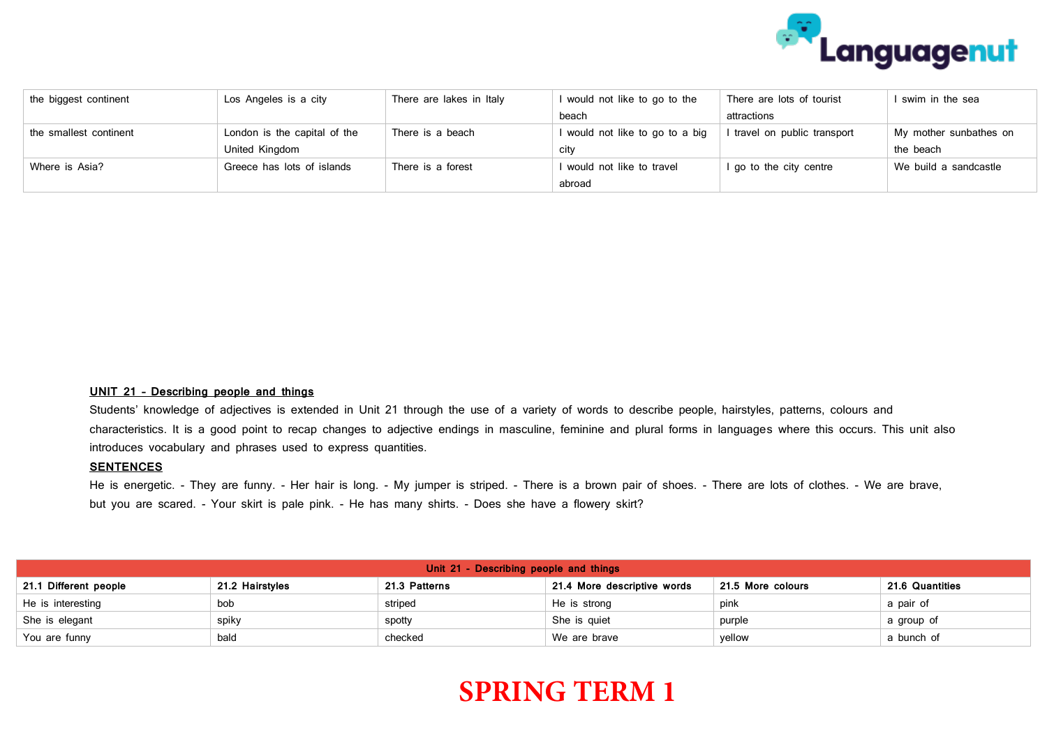| the biggest continent | Los Angeles is a city | There are lakes in Italy | I would not like to go to the beach | There are lots of tourist attractions | I swim in the sea |
|---|---|---|---|---|---|
| the smallest continent | London is the capital of the United Kingdom | There is a beach | I would not like to go to a big city | I travel on public transport | My mother sunbathes on the beach |
| Where is Asia? | Greece has lots of islands | There is a forest | I would not like to travel abroad | I go to the city centre | We build a sandcastle |

**UNIT 21 - Describing people and things**

Students' knowledge of adjectives is extended in Unit 21 through the use of a variety of words to describe people, hairstyles, patterns, colours and characteristics. It is a good point to recap changes to adjective endings in masculine, feminine and plural forms in languages where this occurs. This unit also introduces vocabulary and phrases used to express quantities.

**SENTENCES**

He is energetic. - They are funny. - Her hair is long. - My jumper is striped. - There is a brown pair of shoes. - There are lots of clothes. - We are brave, but you are scared. - Your skirt is pale pink. - He has many shirts. - Does she have a flowery skirt?

| Unit 21 - Describing people and things | | | | | |
|---|---|---|---|---|---|
| **21.1 Different people** | **21.2 Hairstyles** | **21.3 Patterns** | **21.4 More descriptive words** | **21.5 More colours** | **21.6 Quantities** |
| He is interesting | bob | striped | He is strong | pink | a pair of |
| She is elegant | spiky | spotty | She is quiet | purple | a group of |
| You are funny | bald | checked | We are brave | yellow | a bunch of |

**SPRING TERM 1**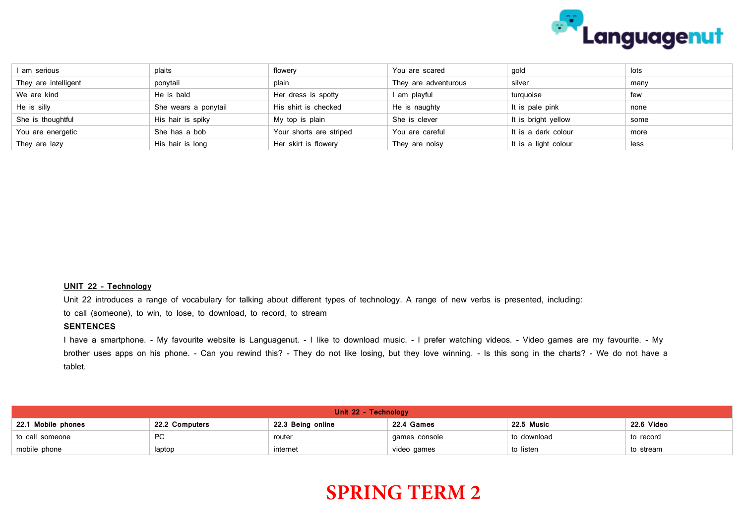| I am serious | plaits | flowery | You are scared | gold | lots |
|---|---|---|---|---|---|
| They are intelligent | ponytail | plain | They are adventurous | silver | many |
| We are kind | He is bald | Her dress is spotty | I am playful | turquoise | few |
| He is silly | She wears a ponytail | His shirt is checked | He is naughty | It is pale pink | none |
| She is thoughtful | His hair is spiky | My top is plain | She is clever | It is bright yellow | some |
| You are energetic | She has a bob | Your shorts are striped | You are careful | It is a dark colour | more |
| They are lazy | His hair is long | Her skirt is flowery | They are noisy | It is a light colour | less |

**UNIT 22 - Technology**

Unit 22 introduces a range of vocabulary for talking about different types of technology. A range of new verbs is presented, including:
to call (someone), to win, to lose, to download, to record, to stream

**SENTENCES**

I have a smartphone. - My favourite website is Languagenut. - I like to download music. - I prefer watching videos. - Video games are my favourite. - My brother uses apps on his phone. - Can you rewind this? - They do not like losing, but they love winning. - Is this song in the charts? - We do not have a tablet.

| Unit 22 - Technology | | | | | |
|---|---|---|---|---|---|
| **22.1 Mobile phones** | **22.2 Computers** | **22.3 Being online** | **22.4 Games** | **22.5 Music** | **22.6 Video** |
| to call someone | PC | router | games console | to download | to record |
| mobile phone | laptop | internet | video games | to listen | to stream |

**SPRING TERM 2**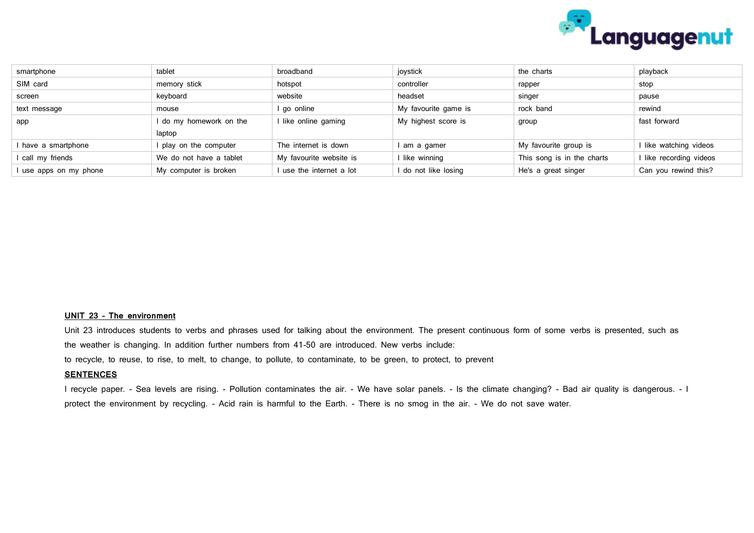| smartphone | tablet | broadband | joystick | the charts | playback |
|---|---|---|---|---|---|
| SIM card | memory stick | hotspot | controller | rapper | stop |
| screen | keyboard | website | headset | singer | pause |
| text message | mouse | I go online | My favourite game is | rock band | rewind |
| app | I do my homework on the laptop | I like online gaming | My highest score is | group | fast forward |
| I have a smartphone | I play on the computer | The internet is down | I am a gamer | My favourite group is | I like watching videos |
| I call my friends | We do not have a tablet | My favourite website is | I like winning | This song is in the charts | I like recording videos |
| I use apps on my phone | My computer is broken | I use the internet a lot | I do not like losing | He's a great singer | Can you rewind this? |

**UNIT 23 - The environment**

Unit 23 introduces students to verbs and phrases used for talking about the environment. The present continuous form of some verbs is presented, such as the weather is changing. In addition further numbers from 41-50 are introduced. New verbs include:

to recycle, to reuse, to rise, to melt, to change, to pollute, to contaminate, to be green, to protect, to prevent

**SENTENCES**

I recycle paper. - Sea levels are rising. - Pollution contaminates the air. - We have solar panels. - Is the climate changing? - Bad air quality is dangerous. - I protect the environment by recycling. - Acid rain is harmful to the Earth. - There is no smog in the air. - We do not save water.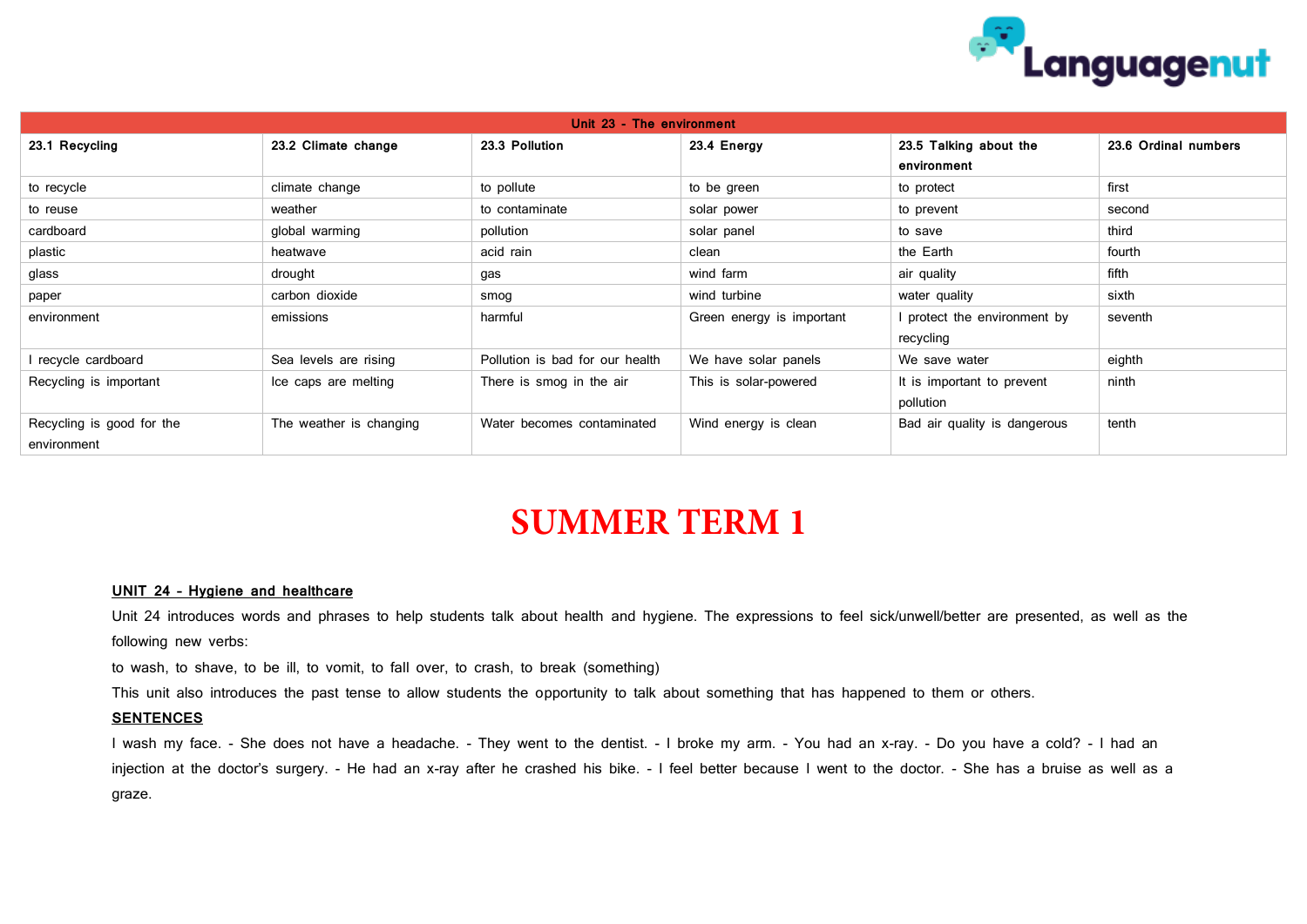| Unit 23 - The environment | | | | | |
|---|---|---|---|---|---|
| **23.1 Recycling** | **23.2 Climate change** | **23.3 Pollution** | **23.4 Energy** | **23.5 Talking about the environment** | **23.6 Ordinal numbers** |
| to recycle | climate change | to pollute | to be green | to protect | first |
| to reuse | weather | to contaminate | solar power | to prevent | second |
| cardboard | global warming | pollution | solar panel | to save | third |
| plastic | heatwave | acid rain | clean | the Earth | fourth |
| glass | drought | gas | wind farm | air quality | fifth |
| paper | carbon dioxide | smog | wind turbine | water quality | sixth |
| environment | emissions | harmful | Green energy is important | I protect the environment by recycling | seventh |
| I recycle cardboard | Sea levels are rising | Pollution is bad for our health | We have solar panels | We save water | eighth |
| Recycling is important | Ice caps are melting | There is smog in the air | This is solar-powered | It is important to prevent pollution | ninth |
| Recycling is good for the environment | The weather is changing | Water becomes contaminated | Wind energy is clean | Bad air quality is dangerous | tenth |

# SUMMER TERM 1

**UNIT 24 – Hygiene and healthcare**

Unit 24 introduces words and phrases to help students talk about health and hygiene. The expressions to feel sick/unwell/better are presented, as well as the following new verbs:

to wash, to shave, to be ill, to vomit, to fall over, to crash, to break (something)

This unit also introduces the past tense to allow students the opportunity to talk about something that has happened to them or others.

**SENTENCES**

I wash my face. - She does not have a headache. - They went to the dentist. - I broke my arm. - You had an x-ray. - Do you have a cold? - I had an injection at the doctor's surgery. - He had an x-ray after he crashed his bike. - I feel better because I went to the doctor. - She has a bruise as well as a graze.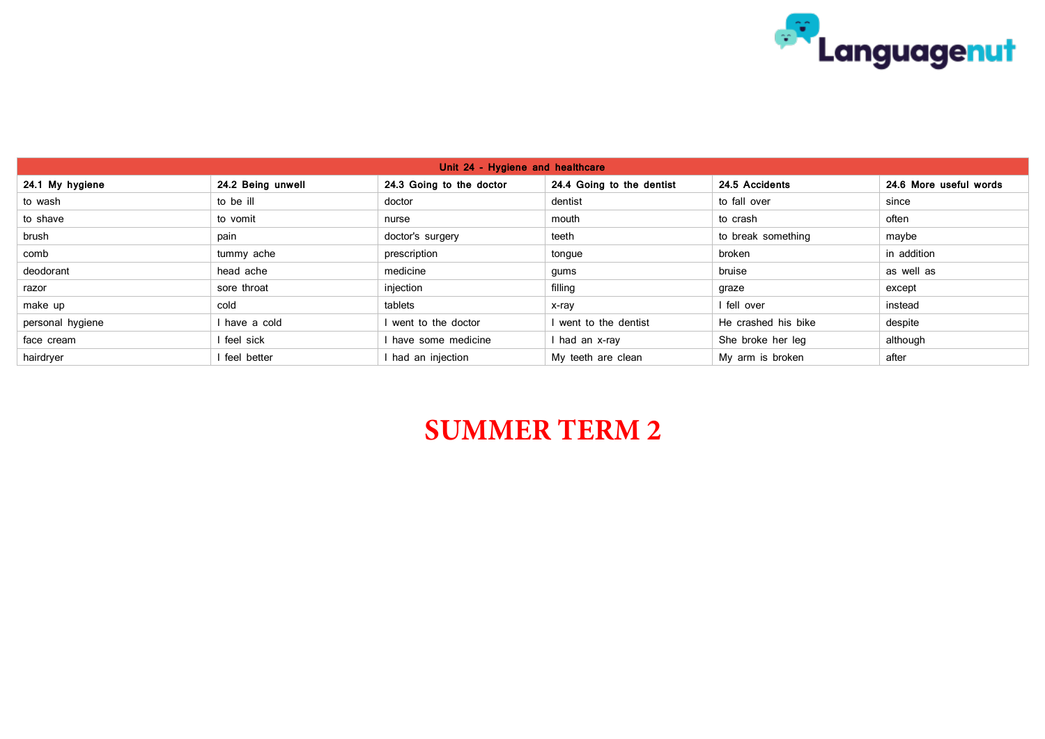| Unit 24 - Hygiene and healthcare | | | | | |
|---|---|---|---|---|---|
| **24.1 My hygiene** | **24.2 Being unwell** | **24.3 Going to the doctor** | **24.4 Going to the dentist** | **24.5 Accidents** | **24.6 More useful words** |
| to wash | to be ill | doctor | dentist | to fall over | since |
| to shave | to vomit | nurse | mouth | to crash | often |
| brush | pain | doctor's surgery | teeth | to break something | maybe |
| comb | tummy ache | prescription | tongue | broken | in addition |
| deodorant | head ache | medicine | gums | bruise | as well as |
| razor | sore throat | injection | filling | graze | except |
| make up | cold | tablets | x-ray | I fell over | instead |
| personal hygiene | I have a cold | I went to the doctor | I went to the dentist | He crashed his bike | despite |
| face cream | I feel sick | I have some medicine | I had an x-ray | She broke her leg | although |
| hairdryer | I feel better | I had an injection | My teeth are clean | My arm is broken | after |

# SUMMER TERM 2